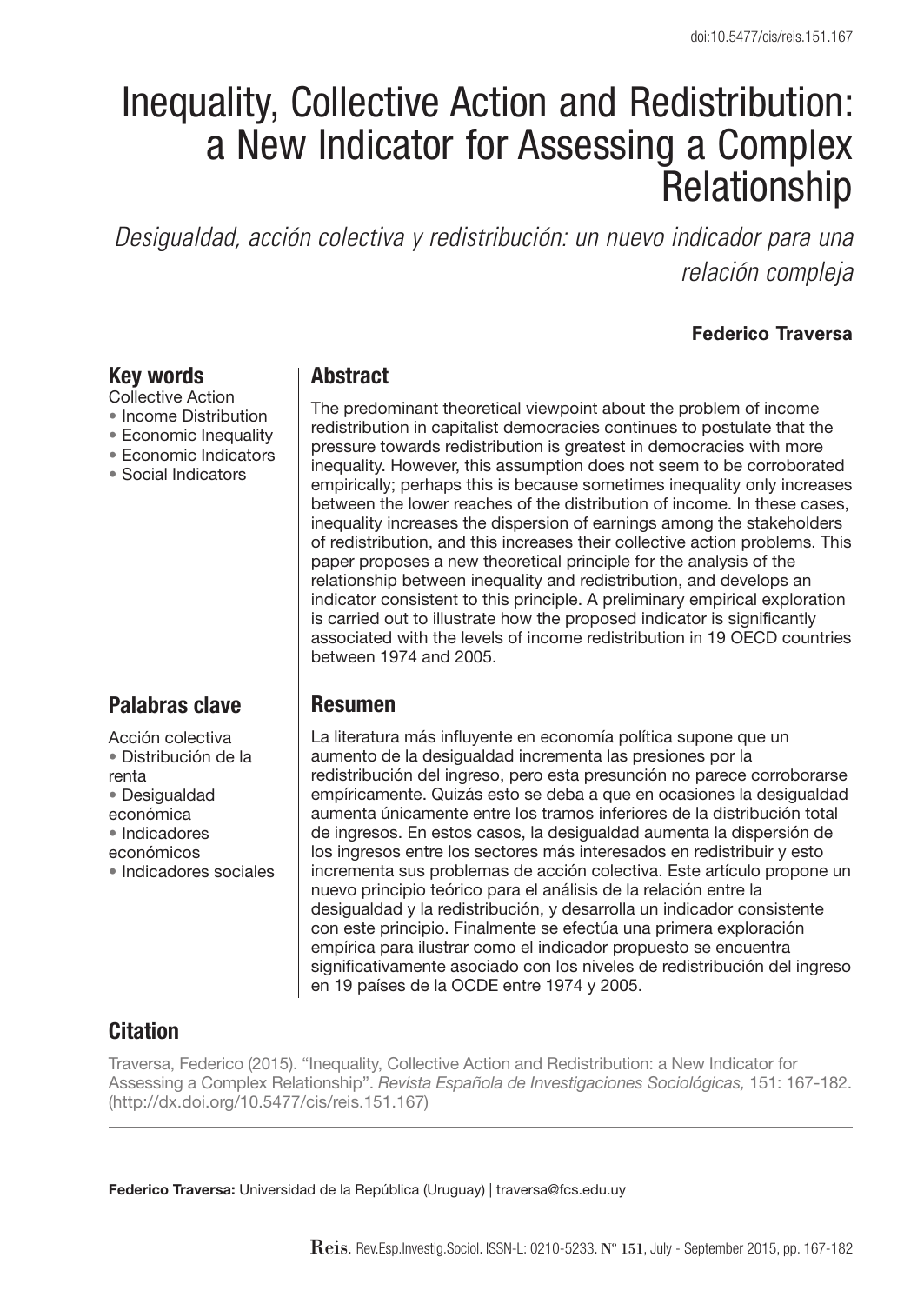doi:10.5477/cis/reis.151.167

# Inequality, Collective Action and Redistribution: a New Indicator for Assessing a Complex Relationship

*Desigualdad, acción colectiva y redistribución: un nuevo indicador para una relación compleja*

**Federico Traversa**

## Key words

Collective Action
• Income Distribution
• Economic Inequality
• Economic Indicators
• Social Indicators

## Abstract

The predominant theoretical viewpoint about the problem of income redistribution in capitalist democracies continues to postulate that the pressure towards redistribution is greatest in democracies with more inequality. However, this assumption does not seem to be corroborated empirically; perhaps this is because sometimes inequality only increases between the lower reaches of the distribution of income. In these cases, inequality increases the dispersion of earnings among the stakeholders of redistribution, and this increases their collective action problems. This paper proposes a new theoretical principle for the analysis of the relationship between inequality and redistribution, and develops an indicator consistent to this principle. A preliminary empirical exploration is carried out to illustrate how the proposed indicator is significantly associated with the levels of income redistribution in 19 OECD countries between 1974 and 2005.

## Palabras clave

Acción colectiva
• Distribución de la renta
• Desigualdad económica
• Indicadores económicos
• Indicadores sociales

## Resumen

La literatura más influyente en economía política supone que un aumento de la desigualdad incrementa las presiones por la redistribución del ingreso, pero esta presunción no parece corroborarse empíricamente. Quizás esto se deba a que en ocasiones la desigualdad aumenta únicamente entre los tramos inferiores de la distribución total de ingresos. En estos casos, la desigualdad aumenta la dispersión de los ingresos entre los sectores más interesados en redistribuir y esto incrementa sus problemas de acción colectiva. Este artículo propone un nuevo principio teórico para el análisis de la relación entre la desigualdad y la redistribución, y desarrolla un indicador consistente con este principio. Finalmente se efectúa una primera exploración empírica para ilustrar como el indicador propuesto se encuentra significativamente asociado con los niveles de redistribución del ingreso en 19 países de la OCDE entre 1974 y 2005.

## Citation

Traversa, Federico (2015). "Inequality, Collective Action and Redistribution: a New Indicator for Assessing a Complex Relationship". *Revista Española de Investigaciones Sociológicas,* 151: 167-182. (http://dx.doi.org/10.5477/cis/reis.151.167)

**Federico Traversa:** Universidad de la República (Uruguay) | traversa@fcs.edu.uy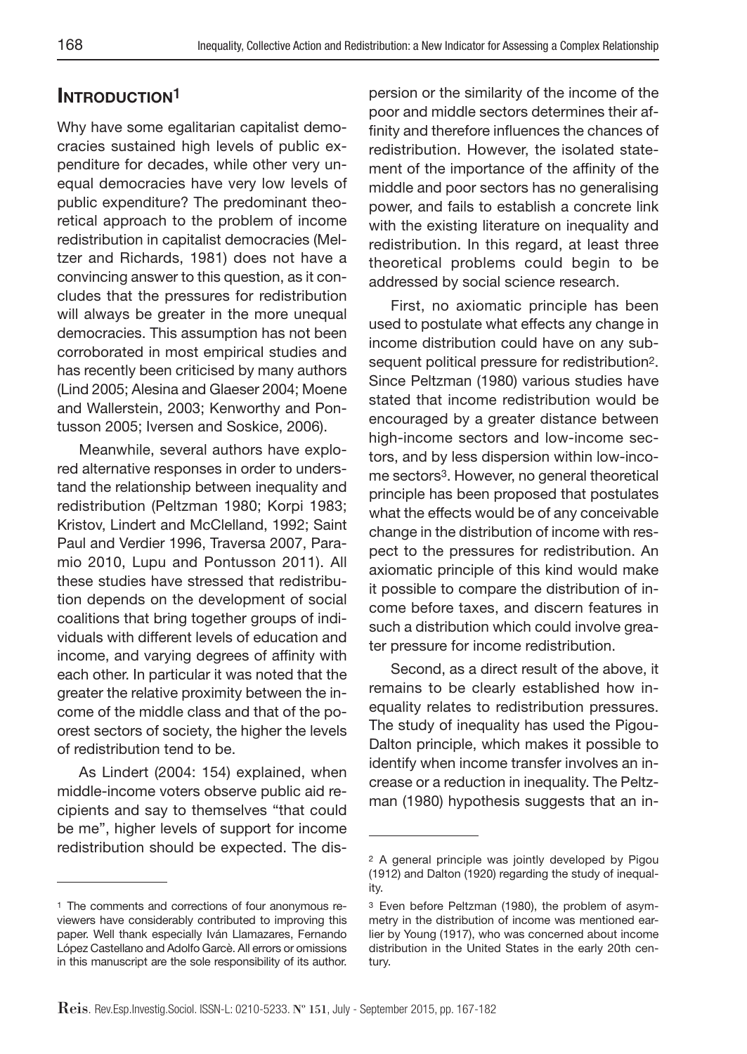## INTRODUCTION[1]

Why have some egalitarian capitalist democracies sustained high levels of public expenditure for decades, while other very unequal democracies have very low levels of public expenditure? The predominant theoretical approach to the problem of income redistribution in capitalist democracies (Meltzer and Richards, 1981) does not have a convincing answer to this question, as it concludes that the pressures for redistribution will always be greater in the more unequal democracies. This assumption has not been corroborated in most empirical studies and has recently been criticised by many authors (Lind 2005; Alesina and Glaeser 2004; Moene and Wallerstein, 2003; Kenworthy and Pontusson 2005; Iversen and Soskice, 2006).

Meanwhile, several authors have explored alternative responses in order to understand the relationship between inequality and redistribution (Peltzman 1980; Korpi 1983; Kristov, Lindert and McClelland, 1992; Saint Paul and Verdier 1996, Traversa 2007, Paramio 2010, Lupu and Pontusson 2011). All these studies have stressed that redistribution depends on the development of social coalitions that bring together groups of individuals with different levels of education and income, and varying degrees of affinity with each other. In particular it was noted that the greater the relative proximity between the income of the middle class and that of the poorest sectors of society, the higher the levels of redistribution tend to be.

As Lindert (2004: 154) explained, when middle-income voters observe public aid recipients and say to themselves "that could be me", higher levels of support for income redistribution should be expected. The dispersion or the similarity of the income of the poor and middle sectors determines their affinity and therefore influences the chances of redistribution. However, the isolated statement of the importance of the affinity of the middle and poor sectors has no generalising power, and fails to establish a concrete link with the existing literature on inequality and redistribution. In this regard, at least three theoretical problems could begin to be addressed by social science research.

First, no axiomatic principle has been used to postulate what effects any change in income distribution could have on any subsequent political pressure for redistribution[2]. Since Peltzman (1980) various studies have stated that income redistribution would be encouraged by a greater distance between high-income sectors and low-income sectors, and by less dispersion within low-income sectors[3]. However, no general theoretical principle has been proposed that postulates what the effects would be of any conceivable change in the distribution of income with respect to the pressures for redistribution. An axiomatic principle of this kind would make it possible to compare the distribution of income before taxes, and discern features in such a distribution which could involve greater pressure for income redistribution.

Second, as a direct result of the above, it remains to be clearly established how inequality relates to redistribution pressures. The study of inequality has used the Pigou-Dalton principle, which makes it possible to identify when income transfer involves an increase or a reduction in inequality. The Peltzman (1980) hypothesis suggests that an in-

---

[1] The comments and corrections of four anonymous reviewers have considerably contributed to improving this paper. Well thank especially Iván Llamazares, Fernando López Castellano and Adolfo Garcè. All errors or omissions in this manuscript are the sole responsibility of its author.

[2] A general principle was jointly developed by Pigou (1912) and Dalton (1920) regarding the study of inequality.

[3] Even before Peltzman (1980), the problem of asymmetry in the distribution of income was mentioned earlier by Young (1917), who was concerned about income distribution in the United States in the early 20th century.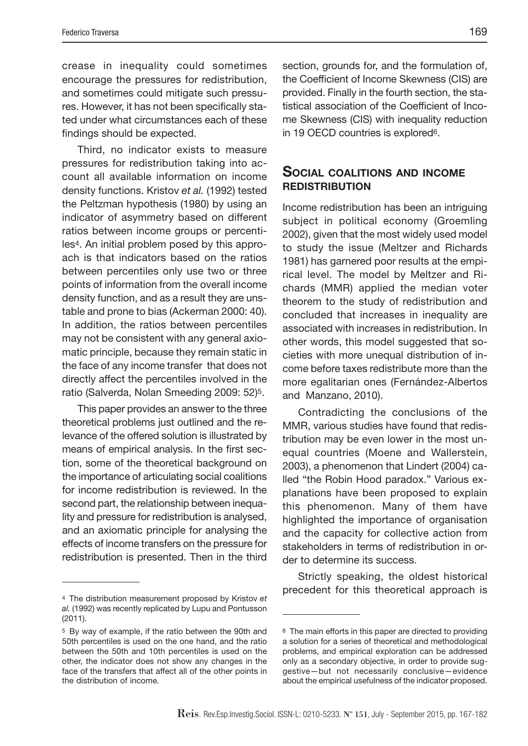crease in inequality could sometimes encourage the pressures for redistribution, and sometimes could mitigate such pressures. However, it has not been specifically stated under what circumstances each of these findings should be expected.

Third, no indicator exists to measure pressures for redistribution taking into account all available information on income density functions. Kristov *et al.* (1992) tested the Peltzman hypothesis (1980) by using an indicator of asymmetry based on different ratios between income groups or percentiles[4]. An initial problem posed by this approach is that indicators based on the ratios between percentiles only use two or three points of information from the overall income density function, and as a result they are unstable and prone to bias (Ackerman 2000: 40). In addition, the ratios between percentiles may not be consistent with any general axiomatic principle, because they remain static in the face of any income transfer that does not directly affect the percentiles involved in the ratio (Salverda, Nolan Smeeding 2009: 52)[5].

This paper provides an answer to the three theoretical problems just outlined and the relevance of the offered solution is illustrated by means of empirical analysis. In the first section, some of the theoretical background on the importance of articulating social coalitions for income redistribution is reviewed. In the second part, the relationship between inequality and pressure for redistribution is analysed, and an axiomatic principle for analysing the effects of income transfers on the pressure for redistribution is presented. Then in the third section, grounds for, and the formulation of, the Coefficient of Income Skewness (CIS) are provided. Finally in the fourth section, the statistical association of the Coefficient of Income Skewness (CIS) with inequality reduction in 19 OECD countries is explored[6].

## Social coalitions and income redistribution

Income redistribution has been an intriguing subject in political economy (Groemling 2002), given that the most widely used model to study the issue (Meltzer and Richards 1981) has garnered poor results at the empirical level. The model by Meltzer and Richards (MMR) applied the median voter theorem to the study of redistribution and concluded that increases in inequality are associated with increases in redistribution. In other words, this model suggested that societies with more unequal distribution of income before taxes redistribute more than the more egalitarian ones (Fernández-Albertos and Manzano, 2010).

Contradicting the conclusions of the MMR, various studies have found that redistribution may be even lower in the most unequal countries (Moene and Wallerstein, 2003), a phenomenon that Lindert (2004) called "the Robin Hood paradox." Various explanations have been proposed to explain this phenomenon. Many of them have highlighted the importance of organisation and the capacity for collective action from stakeholders in terms of redistribution in order to determine its success.

Strictly speaking, the oldest historical precedent for this theoretical approach is

---

[4] The distribution measurement proposed by Kristov *et al.* (1992) was recently replicated by Lupu and Pontusson (2011).

[5] By way of example, if the ratio between the 90th and 50th percentiles is used on the one hand, and the ratio between the 50th and 10th percentiles is used on the other, the indicator does not show any changes in the face of the transfers that affect all of the other points in the distribution of income.

[6] The main efforts in this paper are directed to providing a solution for a series of theoretical and methodological problems, and empirical exploration can be addressed only as a secondary objective, in order to provide suggestive—but not necessarily conclusive—evidence about the empirical usefulness of the indicator proposed.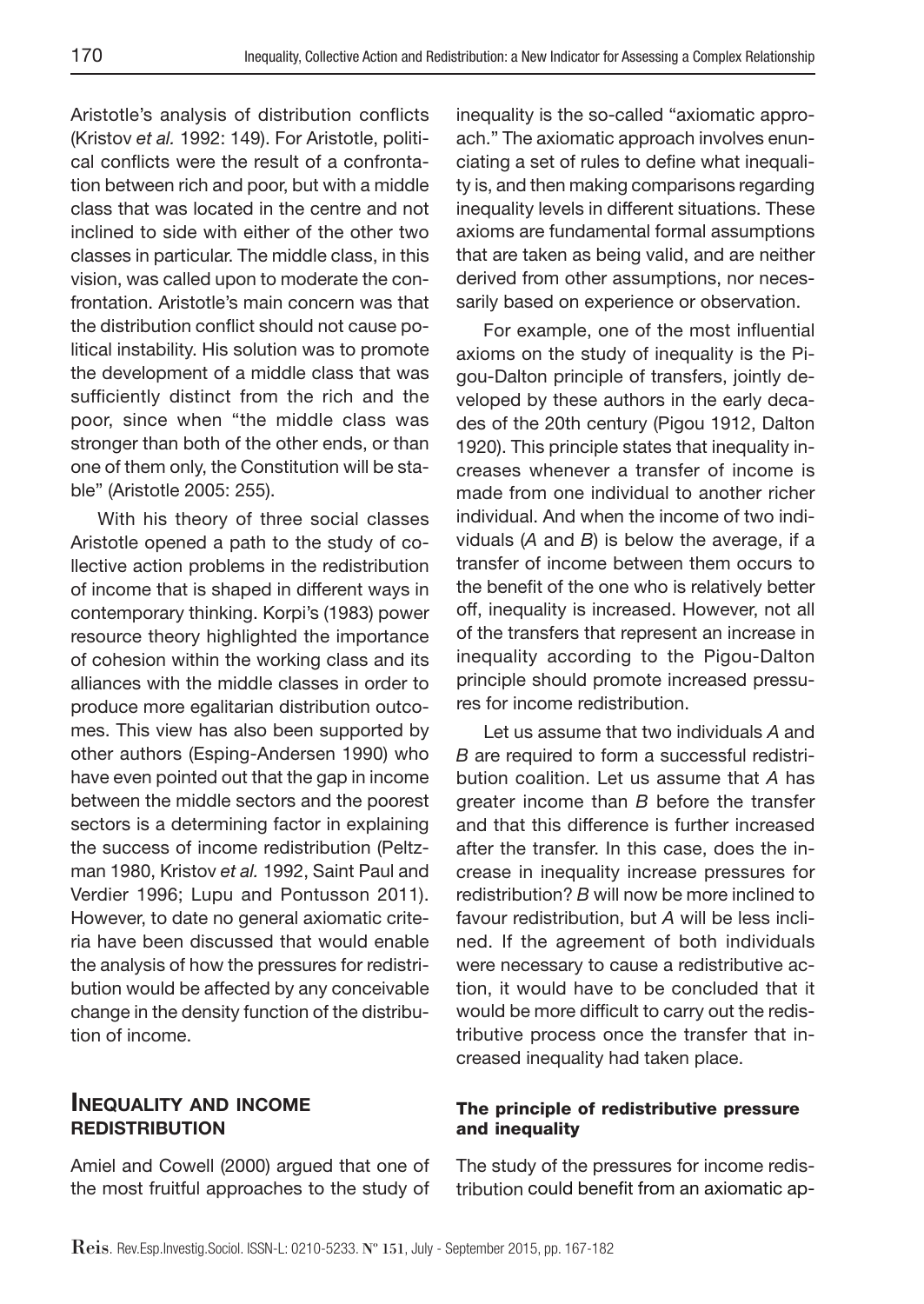Aristotle's analysis of distribution conflicts (Kristov *et al.* 1992: 149). For Aristotle, political conflicts were the result of a confrontation between rich and poor, but with a middle class that was located in the centre and not inclined to side with either of the other two classes in particular. The middle class, in this vision, was called upon to moderate the confrontation. Aristotle's main concern was that the distribution conflict should not cause political instability. His solution was to promote the development of a middle class that was sufficiently distinct from the rich and the poor, since when "the middle class was stronger than both of the other ends, or than one of them only, the Constitution will be stable" (Aristotle 2005: 255).

With his theory of three social classes Aristotle opened a path to the study of collective action problems in the redistribution of income that is shaped in different ways in contemporary thinking. Korpi's (1983) power resource theory highlighted the importance of cohesion within the working class and its alliances with the middle classes in order to produce more egalitarian distribution outcomes. This view has also been supported by other authors (Esping-Andersen 1990) who have even pointed out that the gap in income between the middle sectors and the poorest sectors is a determining factor in explaining the success of income redistribution (Peltzman 1980, Kristov *et al.* 1992, Saint Paul and Verdier 1996; Lupu and Pontusson 2011). However, to date no general axiomatic criteria have been discussed that would enable the analysis of how the pressures for redistribution would be affected by any conceivable change in the density function of the distribution of income.

## Inequality and income redistribution

Amiel and Cowell (2000) argued that one of the most fruitful approaches to the study of inequality is the so-called "axiomatic approach." The axiomatic approach involves enunciating a set of rules to define what inequality is, and then making comparisons regarding inequality levels in different situations. These axioms are fundamental formal assumptions that are taken as being valid, and are neither derived from other assumptions, nor necessarily based on experience or observation.

For example, one of the most influential axioms on the study of inequality is the Pigou-Dalton principle of transfers, jointly developed by these authors in the early decades of the 20th century (Pigou 1912, Dalton 1920). This principle states that inequality increases whenever a transfer of income is made from one individual to another richer individual. And when the income of two individuals (*A* and *B*) is below the average, if a transfer of income between them occurs to the benefit of the one who is relatively better off, inequality is increased. However, not all of the transfers that represent an increase in inequality according to the Pigou-Dalton principle should promote increased pressures for income redistribution.

Let us assume that two individuals *A* and *B* are required to form a successful redistribution coalition. Let us assume that *A* has greater income than *B* before the transfer and that this difference is further increased after the transfer. In this case, does the increase in inequality increase pressures for redistribution? *B* will now be more inclined to favour redistribution, but *A* will be less inclined. If the agreement of both individuals were necessary to cause a redistributive action, it would have to be concluded that it would be more difficult to carry out the redistributive process once the transfer that increased inequality had taken place.

### The principle of redistributive pressure and inequality

The study of the pressures for income redistribution could benefit from an axiomatic ap-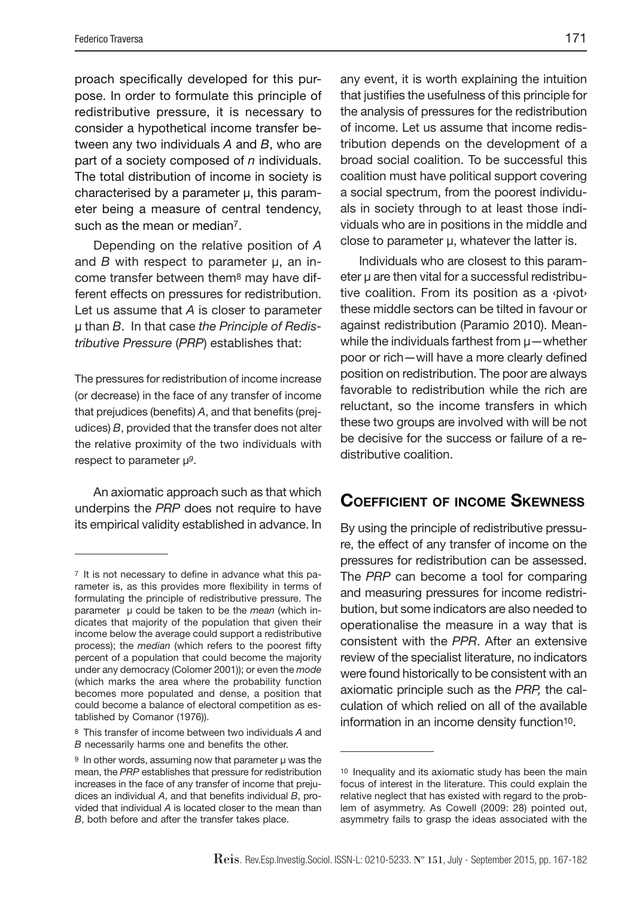proach specifically developed for this purpose. In order to formulate this principle of redistributive pressure, it is necessary to consider a hypothetical income transfer between any two individuals *A* and *B*, who are part of a society composed of *n* individuals. The total distribution of income in society is characterised by a parameter μ, this parameter being a measure of central tendency, such as the mean or median[7].

Depending on the relative position of *A* and *B* with respect to parameter μ, an income transfer between them[8] may have different effects on pressures for redistribution. Let us assume that *A* is closer to parameter μ than *B*. In that case *the Principle of Redistributive Pressure* (*PRP*) establishes that:

> The pressures for redistribution of income increase (or decrease) in the face of any transfer of income that prejudices (benefits) *A*, and that benefits (prejudices) *B*, provided that the transfer does not alter the relative proximity of the two individuals with respect to parameter μ[9].

An axiomatic approach such as that which underpins the *PRP* does not require to have its empirical validity established in advance. In any event, it is worth explaining the intuition that justifies the usefulness of this principle for the analysis of pressures for the redistribution of income. Let us assume that income redistribution depends on the development of a broad social coalition. To be successful this coalition must have political support covering a social spectrum, from the poorest individuals in society through to at least those individuals who are in positions in the middle and close to parameter μ, whatever the latter is.

Individuals who are closest to this parameter μ are then vital for a successful redistributive coalition. From its position as a ‹pivot› these middle sectors can be tilted in favour or against redistribution (Paramio 2010). Meanwhile the individuals farthest from μ—whether poor or rich—will have a more clearly defined position on redistribution. The poor are always favorable to redistribution while the rich are reluctant, so the income transfers in which these two groups are involved with will be not be decisive for the success or failure of a redistributive coalition.

## Coefficient of income Skewness

By using the principle of redistributive pressure, the effect of any transfer of income on the pressures for redistribution can be assessed. The *PRP* can become a tool for comparing and measuring pressures for income redistribution, but some indicators are also needed to operationalise the measure in a way that is consistent with the *PPR*. After an extensive review of the specialist literature, no indicators were found historically to be consistent with an axiomatic principle such as the *PRP,* the calculation of which relied on all of the available information in an income density function[10].

---

[7] It is not necessary to define in advance what this parameter is, as this provides more flexibility in terms of formulating the principle of redistributive pressure. The parameter μ could be taken to be the *mean* (which indicates that majority of the population that given their income below the average could support a redistributive process); the *median* (which refers to the poorest fifty percent of a population that could become the majority under any democracy (Colomer 2001)); or even the *mode* (which marks the area where the probability function becomes more populated and dense, a position that could become a balance of electoral competition as established by Comanor (1976)).

[8] This transfer of income between two individuals *A* and *B* necessarily harms one and benefits the other.

[9] In other words, assuming now that parameter μ was the mean, the *PRP* establishes that pressure for redistribution increases in the face of any transfer of income that prejudices an individual *A*, and that benefits individual *B*, provided that individual *A* is located closer to the mean than *B*, both before and after the transfer takes place.

[10] Inequality and its axiomatic study has been the main focus of interest in the literature. This could explain the relative neglect that has existed with regard to the problem of asymmetry. As Cowell (2009: 28) pointed out, asymmetry fails to grasp the ideas associated with the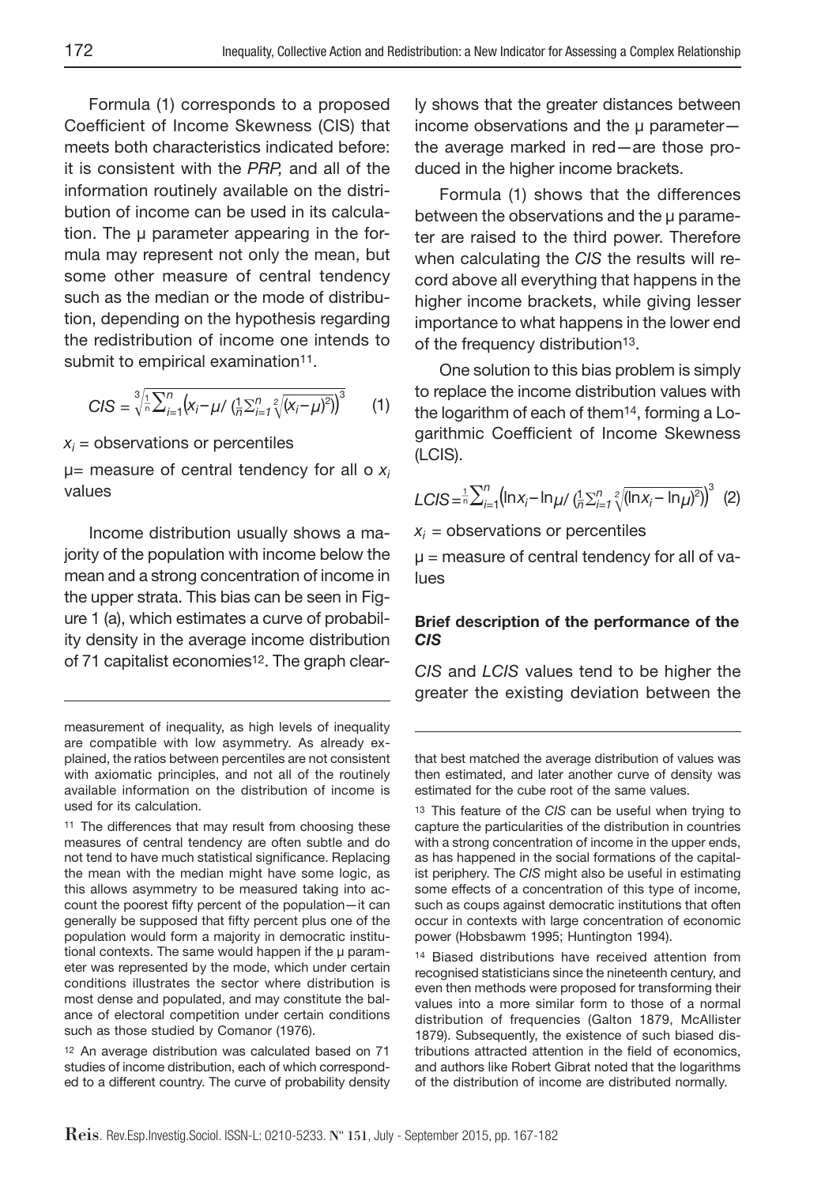measurement of inequality, as high levels of inequality are compatible with low asymmetry. As already explained, the ratios between percentiles are not consistent with axiomatic principles, and not all of the routinely available information on the distribution of income is used for its calculation.

Formula (1) corresponds to a proposed Coefficient of Income Skewness (CIS) that meets both characteristics indicated before: it is consistent with the *PRP,* and all of the information routinely available on the distribution of income can be used in its calculation. The μ parameter appearing in the formula may represent not only the mean, but some other measure of central tendency such as the median or the mode of distribution, depending on the hypothesis regarding the redistribution of income one intends to submit to empirical examination[11].

$$CIS = \sqrt[3]{\frac{1}{n}\sum_{i=1}^{n}\left(x_i - \mu / \left(\frac{1}{n}\sum_{i=1}^{n}\sqrt[2]{(x_i-\mu)^2}\right)\right)^3} \quad (1)$$

$x_i$ = observations or percentiles

μ= measure of central tendency for all o $x_i$ values

Income distribution usually shows a majority of the population with income below the mean and a strong concentration of income in the upper strata. This bias can be seen in Figure 1 (a), which estimates a curve of probability density in the average income distribution of 71 capitalist economies[12]. The graph clearly shows that the greater distances between income observations and the μ parameter—the average marked in red—are those produced in the higher income brackets.

Formula (1) shows that the differences between the observations and the μ parameter are raised to the third power. Therefore when calculating the *CIS* the results will record above all everything that happens in the higher income brackets, while giving lesser importance to what happens in the lower end of the frequency distribution[13].

One solution to this bias problem is simply to replace the income distribution values with the logarithm of each of them[14], forming a Logarithmic Coefficient of Income Skewness (LCIS).

$$LCIS = \frac{1}{n}\sum_{i=1}^{n}\left(\ln x_i - \ln\mu / \left(\frac{1}{n}\sum_{i=1}^{n}\sqrt[2]{(\ln x_i - \ln\mu)^2}\right)\right)^3 \quad (2)$$

$x_i$ = observations or percentiles

μ = measure of central tendency for all of values

**Brief description of the performance of the *CIS***

*CIS* and *LCIS* values tend to be higher the greater the existing deviation between the

[11] The differences that may result from choosing these measures of central tendency are often subtle and do not tend to have much statistical significance. Replacing the mean with the median might have some logic, as this allows asymmetry to be measured taking into account the poorest fifty percent of the population—it can generally be supposed that fifty percent plus one of the population would form a majority in democratic institutional contexts. The same would happen if the μ parameter was represented by the mode, which under certain conditions illustrates the sector where distribution is most dense and populated, and may constitute the balance of electoral competition under certain conditions such as those studied by Comanor (1976).

[12] An average distribution was calculated based on 71 studies of income distribution, each of which corresponded to a different country. The curve of probability density that best matched the average distribution of values was then estimated, and later another curve of density was estimated for the cube root of the same values.

[13] This feature of the *CIS* can be useful when trying to capture the particularities of the distribution in countries with a strong concentration of income in the upper ends, as has happened in the social formations of the capitalist periphery. The *CIS* might also be useful in estimating some effects of a concentration of this type of income, such as coups against democratic institutions that often occur in contexts with large concentration of economic power (Hobsbawm 1995; Huntington 1994).

[14] Biased distributions have received attention from recognised statisticians since the nineteenth century, and even then methods were proposed for transforming their values into a more similar form to those of a normal distribution of frequencies (Galton 1879, McAllister 1879). Subsequently, the existence of such biased distributions attracted attention in the field of economics, and authors like Robert Gibrat noted that the logarithms of the distribution of income are distributed normally.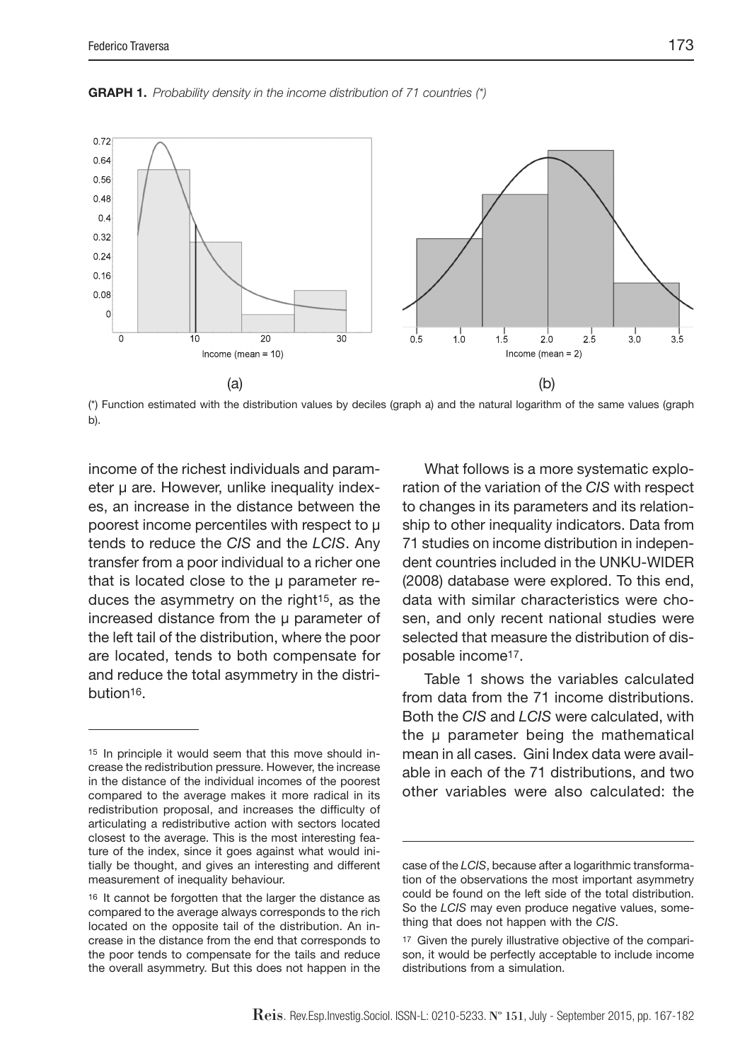**GRAPH 1.** *Probability density in the income distribution of 71 countries (\*)*

(\*) Function estimated with the distribution values by deciles (graph a) and the natural logarithm of the same values (graph b).

income of the richest individuals and parameter μ are. However, unlike inequality indexes, an increase in the distance between the poorest income percentiles with respect to μ tends to reduce the *CIS* and the *LCIS*. Any transfer from a poor individual to a richer one that is located close to the μ parameter reduces the asymmetry on the right[15], as the increased distance from the μ parameter of the left tail of the distribution, where the poor are located, tends to both compensate for and reduce the total asymmetry in the distribution[16].

What follows is a more systematic exploration of the variation of the *CIS* with respect to changes in its parameters and its relationship to other inequality indicators. Data from 71 studies on income distribution in independent countries included in the UNKU-WIDER (2008) database were explored. To this end, data with similar characteristics were chosen, and only recent national studies were selected that measure the distribution of disposable income[17].

Table 1 shows the variables calculated from data from the 71 income distributions. Both the *CIS* and *LCIS* were calculated, with the μ parameter being the mathematical mean in all cases. Gini Index data were available in each of the 71 distributions, and two other variables were also calculated: the

---

[15] In principle it would seem that this move should increase the redistribution pressure. However, the increase in the distance of the individual incomes of the poorest compared to the average makes it more radical in its redistribution proposal, and increases the difficulty of articulating a redistributive action with sectors located closest to the average. This is the most interesting feature of the index, since it goes against what would initially be thought, and gives an interesting and different measurement of inequality behaviour.

[16] It cannot be forgotten that the larger the distance as compared to the average always corresponds to the rich located on the opposite tail of the distribution. An increase in the distance from the end that corresponds to the poor tends to compensate for the tails and reduce the overall asymmetry. But this does not happen in the case of the *LCIS*, because after a logarithmic transformation of the observations the most important asymmetry could be found on the left side of the total distribution. So the *LCIS* may even produce negative values, something that does not happen with the *CIS*.

[17] Given the purely illustrative objective of the comparison, it would be perfectly acceptable to include income distributions from a simulation.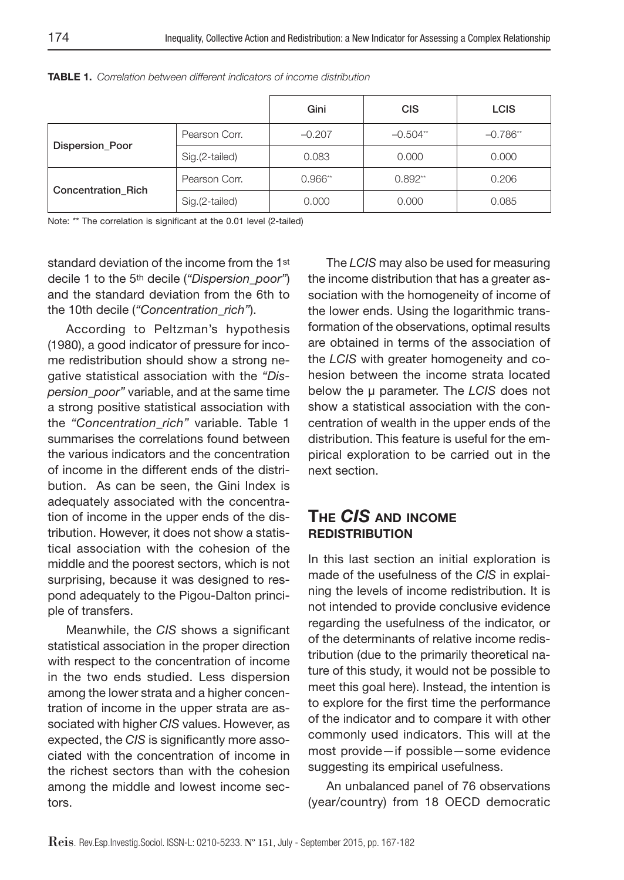**TABLE 1.** *Correlation between different indicators of income distribution*

| | | Gini | CIS | LCIS |
|---|---|---|---|---|
| **Dispersion_Poor** | Pearson Corr. | –0.207 | –0.504** | –0.786** |
| | Sig.(2-tailed) | 0.083 | 0.000 | 0.000 |
| **Concentration_Rich** | Pearson Corr. | 0.966** | 0.892** | 0.206 |
| | Sig.(2-tailed) | 0.000 | 0.000 | 0.085 |

Note: ** The correlation is significant at the 0.01 level (2-tailed)

standard deviation of the income from the 1st decile 1 to the 5th decile (*"Dispersion_poor"*) and the standard deviation from the 6th to the 10th decile (*"Concentration_rich"*).

According to Peltzman's hypothesis (1980), a good indicator of pressure for income redistribution should show a strong negative statistical association with the *"Dispersion_poor"* variable, and at the same time a strong positive statistical association with the *"Concentration_rich"* variable. Table 1 summarises the correlations found between the various indicators and the concentration of income in the different ends of the distribution. As can be seen, the Gini Index is adequately associated with the concentration of income in the upper ends of the distribution. However, it does not show a statistical association with the cohesion of the middle and the poorest sectors, which is not surprising, because it was designed to respond adequately to the Pigou-Dalton principle of transfers.

Meanwhile, the *CIS* shows a significant statistical association in the proper direction with respect to the concentration of income in the two ends studied. Less dispersion among the lower strata and a higher concentration of income in the upper strata are associated with higher *CIS* values. However, as expected, the *CIS* is significantly more associated with the concentration of income in the richest sectors than with the cohesion among the middle and lowest income sectors.

The *LCIS* may also be used for measuring the income distribution that has a greater association with the homogeneity of income of the lower ends. Using the logarithmic transformation of the observations, optimal results are obtained in terms of the association of the *LCIS* with greater homogeneity and cohesion between the income strata located below the μ parameter. The *LCIS* does not show a statistical association with the concentration of wealth in the upper ends of the distribution. This feature is useful for the empirical exploration to be carried out in the next section.

## The *CIS* and income redistribution

In this last section an initial exploration is made of the usefulness of the *CIS* in explaining the levels of income redistribution. It is not intended to provide conclusive evidence regarding the usefulness of the indicator, or of the determinants of relative income redistribution (due to the primarily theoretical nature of this study, it would not be possible to meet this goal here). Instead, the intention is to explore for the first time the performance of the indicator and to compare it with other commonly used indicators. This will at the most provide—if possible—some evidence suggesting its empirical usefulness.

An unbalanced panel of 76 observations (year/country) from 18 OECD democratic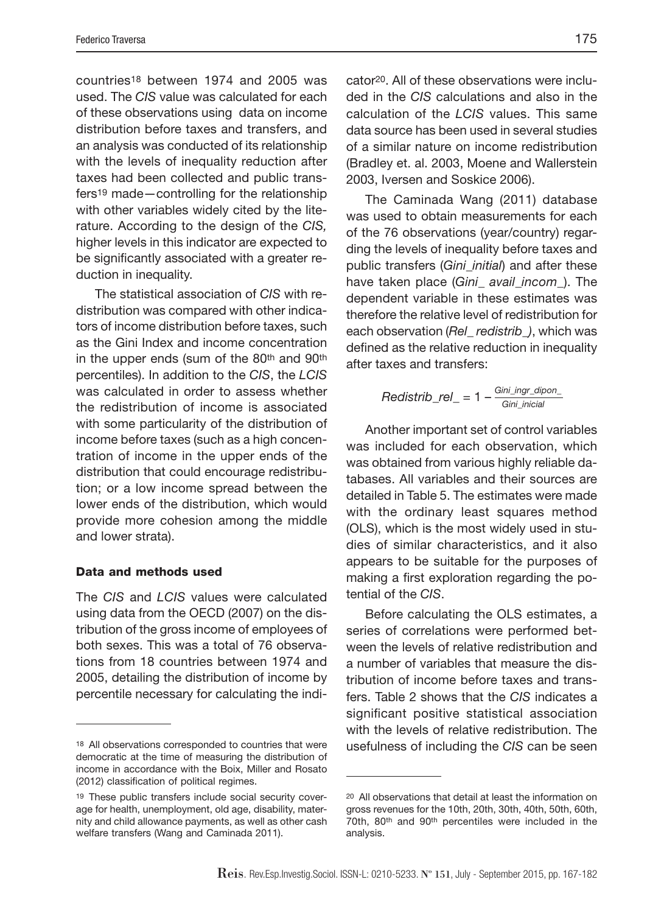countries[18] between 1974 and 2005 was used. The *CIS* value was calculated for each of these observations using data on income distribution before taxes and transfers, and an analysis was conducted of its relationship with the levels of inequality reduction after taxes had been collected and public transfers[19] made—controlling for the relationship with other variables widely cited by the literature. According to the design of the *CIS,* higher levels in this indicator are expected to be significantly associated with a greater reduction in inequality.

The statistical association of *CIS* with redistribution was compared with other indicators of income distribution before taxes, such as the Gini Index and income concentration in the upper ends (sum of the 80th and 90th percentiles). In addition to the *CIS*, the *LCIS* was calculated in order to assess whether the redistribution of income is associated with some particularity of the distribution of income before taxes (such as a high concentration of income in the upper ends of the distribution that could encourage redistribution; or a low income spread between the lower ends of the distribution, which would provide more cohesion among the middle and lower strata).

### Data and methods used

The *CIS* and *LCIS* values were calculated using data from the OECD (2007) on the distribution of the gross income of employees of both sexes. This was a total of 76 observations from 18 countries between 1974 and 2005, detailing the distribution of income by percentile necessary for calculating the indicator[20]. All of these observations were included in the *CIS* calculations and also in the calculation of the *LCIS* values. This same data source has been used in several studies of a similar nature on income redistribution (Bradley et. al. 2003, Moene and Wallerstein 2003, Iversen and Soskice 2006).

The Caminada Wang (2011) database was used to obtain measurements for each of the 76 observations (year/country) regarding the levels of inequality before taxes and public transfers (*Gini_initial*) and after these have taken place (*Gini_ avail_incom_*). The dependent variable in these estimates was therefore the relative level of redistribution for each observation (*Rel_ redistrib_)*, which was defined as the relative reduction in inequality after taxes and transfers:

$$Redistrib\_rel\_ = 1 - \frac{Gini\_ingr\_dipon\_}{Gini\_inicial}$$

Another important set of control variables was included for each observation, which was obtained from various highly reliable databases. All variables and their sources are detailed in Table 5. The estimates were made with the ordinary least squares method (OLS), which is the most widely used in studies of similar characteristics, and it also appears to be suitable for the purposes of making a first exploration regarding the potential of the *CIS*.

Before calculating the OLS estimates, a series of correlations were performed between the levels of relative redistribution and a number of variables that measure the distribution of income before taxes and transfers. Table 2 shows that the *CIS* indicates a significant positive statistical association with the levels of relative redistribution. The usefulness of including the *CIS* can be seen

---

[18] All observations corresponded to countries that were democratic at the time of measuring the distribution of income in accordance with the Boix, Miller and Rosato (2012) classification of political regimes.

[19] These public transfers include social security coverage for health, unemployment, old age, disability, maternity and child allowance payments, as well as other cash welfare transfers (Wang and Caminada 2011).

[20] All observations that detail at least the information on gross revenues for the 10th, 20th, 30th, 40th, 50th, 60th, 70th, 80th and 90th percentiles were included in the analysis.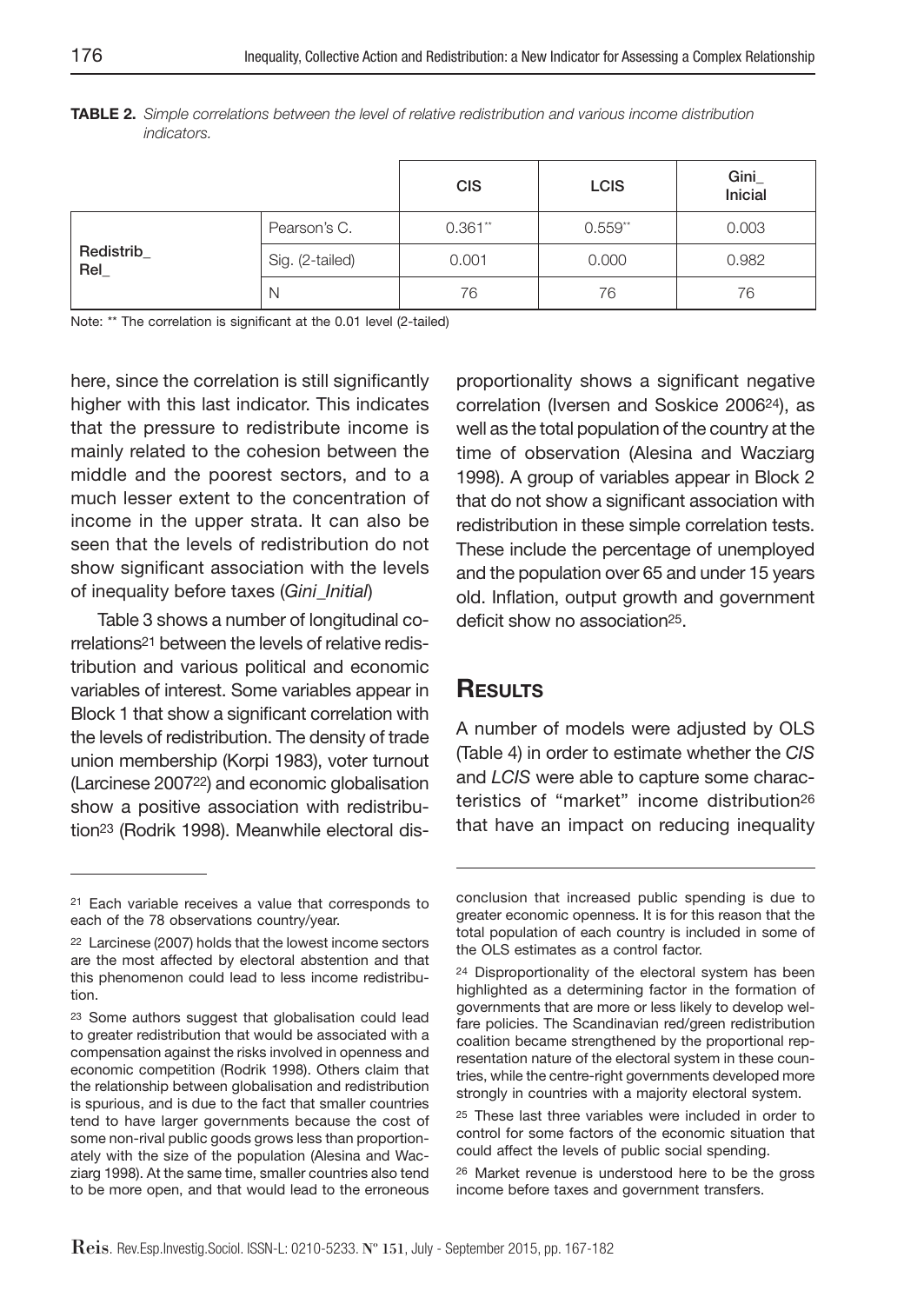**TABLE 2.** *Simple correlations between the level of relative redistribution and various income distribution indicators.*

| | | CIS | LCIS | Gini_ Inicial |
|---|---|---|---|---|
| Redistrib_ Rel_ | Pearson's C. | 0.361** | 0.559** | 0.003 |
| | Sig. (2-tailed) | 0.001 | 0.000 | 0.982 |
| | N | 76 | 76 | 76 |

Note: ** The correlation is significant at the 0.01 level (2-tailed)

here, since the correlation is still significantly higher with this last indicator. This indicates that the pressure to redistribute income is mainly related to the cohesion between the middle and the poorest sectors, and to a much lesser extent to the concentration of income in the upper strata. It can also be seen that the levels of redistribution do not show significant association with the levels of inequality before taxes (*Gini_Initial*)

Table 3 shows a number of longitudinal correlations[21] between the levels of relative redistribution and various political and economic variables of interest. Some variables appear in Block 1 that show a significant correlation with the levels of redistribution. The density of trade union membership (Korpi 1983), voter turnout (Larcinese 2007[22]) and economic globalisation show a positive association with redistribution[23] (Rodrik 1998). Meanwhile electoral disproportionality shows a significant negative correlation (Iversen and Soskice 2006[24]), as well as the total population of the country at the time of observation (Alesina and Wacziarg 1998). A group of variables appear in Block 2 that do not show a significant association with redistribution in these simple correlation tests. These include the percentage of unemployed and the population over 65 and under 15 years old. Inflation, output growth and government deficit show no association[25].

## Results

A number of models were adjusted by OLS (Table 4) in order to estimate whether the *CIS* and *LCIS* were able to capture some characteristics of "market" income distribution[26] that have an impact on reducing inequality

[21] Each variable receives a value that corresponds to each of the 78 observations country/year.

[22] Larcinese (2007) holds that the lowest income sectors are the most affected by electoral abstention and that this phenomenon could lead to less income redistribution.

[23] Some authors suggest that globalisation could lead to greater redistribution that would be associated with a compensation against the risks involved in openness and economic competition (Rodrik 1998). Others claim that the relationship between globalisation and redistribution is spurious, and is due to the fact that smaller countries tend to have larger governments because the cost of some non-rival public goods grows less than proportionately with the size of the population (Alesina and Wacziarg 1998). At the same time, smaller countries also tend to be more open, and that would lead to the erroneous conclusion that increased public spending is due to greater economic openness. It is for this reason that the total population of each country is included in some of the OLS estimates as a control factor.

[24] Disproportionality of the electoral system has been highlighted as a determining factor in the formation of governments that are more or less likely to develop welfare policies. The Scandinavian red/green redistribution coalition became strengthened by the proportional representation nature of the electoral system in these countries, while the centre-right governments developed more strongly in countries with a majority electoral system.

[25] These last three variables were included in order to control for some factors of the economic situation that could affect the levels of public social spending.

[26] Market revenue is understood here to be the gross income before taxes and government transfers.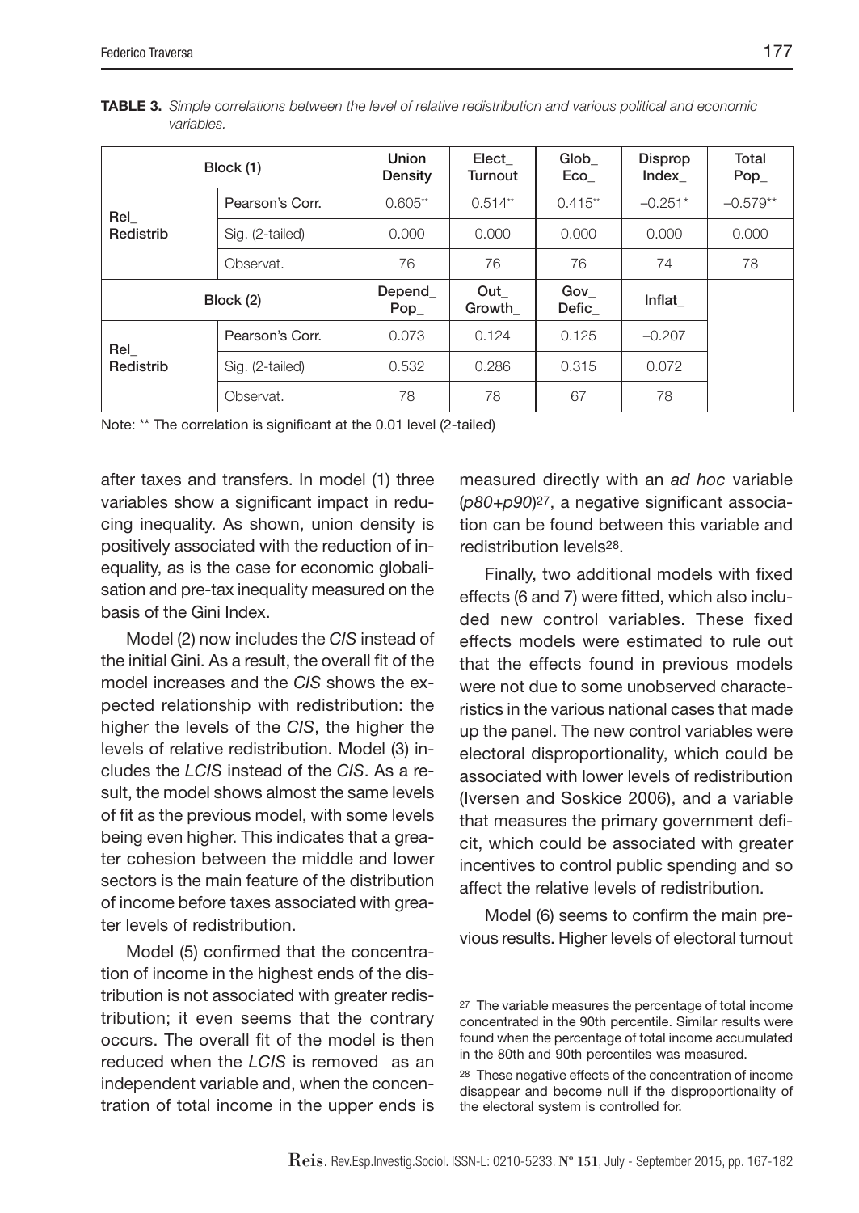**TABLE 3.** *Simple correlations between the level of relative redistribution and various political and economic variables.*

| Block (1) | | Union Density | Elect_ Turnout | Glob_ Eco_ | Disprop Index_ | Total Pop_ |
|---|---|---|---|---|---|---|
| Rel_ Redistrib | Pearson's Corr. | 0.605** | 0.514** | 0.415** | –0.251* | –0.579** |
| | Sig. (2-tailed) | 0.000 | 0.000 | 0.000 | 0.000 | 0.000 |
| | Observat. | 76 | 76 | 76 | 74 | 78 |
| **Block (2)** | | **Depend_ Pop_** | **Out_ Growth_** | **Gov_ Defic_** | **Inflat_** | |
| Rel_ Redistrib | Pearson's Corr. | 0.073 | 0.124 | 0.125 | –0.207 | |
| | Sig. (2-tailed) | 0.532 | 0.286 | 0.315 | 0.072 | |
| | Observat. | 78 | 78 | 67 | 78 | |

Note: ** The correlation is significant at the 0.01 level (2-tailed)

after taxes and transfers. In model (1) three variables show a significant impact in reducing inequality. As shown, union density is positively associated with the reduction of inequality, as is the case for economic globalisation and pre-tax inequality measured on the basis of the Gini Index.

Model (2) now includes the *CIS* instead of the initial Gini. As a result, the overall fit of the model increases and the *CIS* shows the expected relationship with redistribution: the higher the levels of the *CIS*, the higher the levels of relative redistribution. Model (3) includes the *LCIS* instead of the *CIS*. As a result, the model shows almost the same levels of fit as the previous model, with some levels being even higher. This indicates that a greater cohesion between the middle and lower sectors is the main feature of the distribution of income before taxes associated with greater levels of redistribution.

Model (5) confirmed that the concentration of income in the highest ends of the distribution is not associated with greater redistribution; it even seems that the contrary occurs. The overall fit of the model is then reduced when the *LCIS* is removed as an independent variable and, when the concentration of total income in the upper ends is measured directly with an *ad hoc* variable (*p80+p90*)[27], a negative significant association can be found between this variable and redistribution levels[28].

Finally, two additional models with fixed effects (6 and 7) were fitted, which also included new control variables. These fixed effects models were estimated to rule out that the effects found in previous models were not due to some unobserved characteristics in the various national cases that made up the panel. The new control variables were electoral disproportionality, which could be associated with lower levels of redistribution (Iversen and Soskice 2006), and a variable that measures the primary government deficit, which could be associated with greater incentives to control public spending and so affect the relative levels of redistribution.

Model (6) seems to confirm the main previous results. Higher levels of electoral turnout

---

[27] The variable measures the percentage of total income concentrated in the 90th percentile. Similar results were found when the percentage of total income accumulated in the 80th and 90th percentiles was measured.

[28] These negative effects of the concentration of income disappear and become null if the disproportionality of the electoral system is controlled for.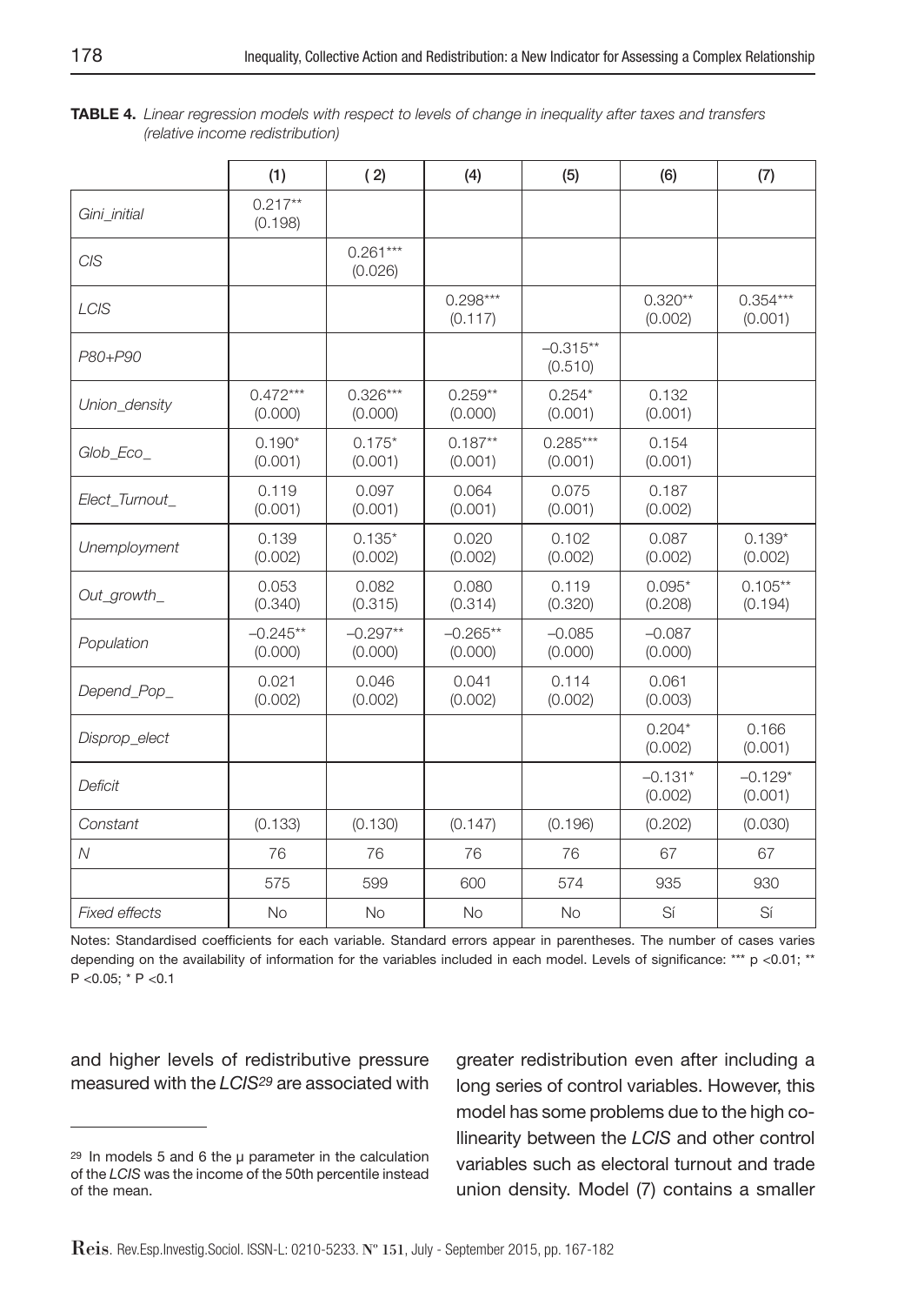**TABLE 4.** *Linear regression models with respect to levels of change in inequality after taxes and transfers (relative income redistribution)*

| | (1) | ( 2) | (4) | (5) | (6) | (7) |
|---|---|---|---|---|---|---|
| *Gini_initial* | 0.217** (0.198) | | | | | |
| *CIS* | | 0.261*** (0.026) | | | | |
| *LCIS* | | | 0.298*** (0.117) | | 0.320** (0.002) | 0.354*** (0.001) |
| *P80+P90* | | | | –0.315** (0.510) | | |
| *Union_density* | 0.472*** (0.000) | 0.326*** (0.000) | 0.259** (0.000) | 0.254* (0.001) | 0.132 (0.001) | |
| *Glob_Eco_* | 0.190* (0.001) | 0.175* (0.001) | 0.187** (0.001) | 0.285*** (0.001) | 0.154 (0.001) | |
| *Elect_Turnout_* | 0.119 (0.001) | 0.097 (0.001) | 0.064 (0.001) | 0.075 (0.001) | 0.187 (0.002) | |
| *Unemployment* | 0.139 (0.002) | 0.135* (0.002) | 0.020 (0.002) | 0.102 (0.002) | 0.087 (0.002) | 0.139* (0.002) |
| *Out_growth_* | 0.053 (0.340) | 0.082 (0.315) | 0.080 (0.314) | 0.119 (0.320) | 0.095* (0.208) | 0.105** (0.194) |
| *Population* | –0.245** (0.000) | –0.297** (0.000) | –0.265** (0.000) | –0.085 (0.000) | –0.087 (0.000) | |
| *Depend_Pop_* | 0.021 (0.002) | 0.046 (0.002) | 0.041 (0.002) | 0.114 (0.002) | 0.061 (0.003) | |
| *Disprop_elect* | | | | | 0.204* (0.002) | 0.166 (0.001) |
| *Deficit* | | | | | –0.131* (0.002) | –0.129* (0.001) |
| Constant | (0.133) | (0.130) | (0.147) | (0.196) | (0.202) | (0.030) |
| *N* | 76 | 76 | 76 | 76 | 67 | 67 |
| | 575 | 599 | 600 | 574 | 935 | 930 |
| *Fixed effects* | No | No | No | No | Sí | Sí |

Notes: Standardised coefficients for each variable. Standard errors appear in parentheses. The number of cases varies depending on the availability of information for the variables included in each model. Levels of significance: *** p <0.01; ** P <0.05; * P <0.1

and higher levels of redistributive pressure measured with the *LCIS*[29] are associated with greater redistribution even after including a long series of control variables. However, this model has some problems due to the high collinearity between the *LCIS* and other control variables such as electoral turnout and trade union density. Model (7) contains a smaller

[29] In models 5 and 6 the μ parameter in the calculation of the *LCIS* was the income of the 50th percentile instead of the mean.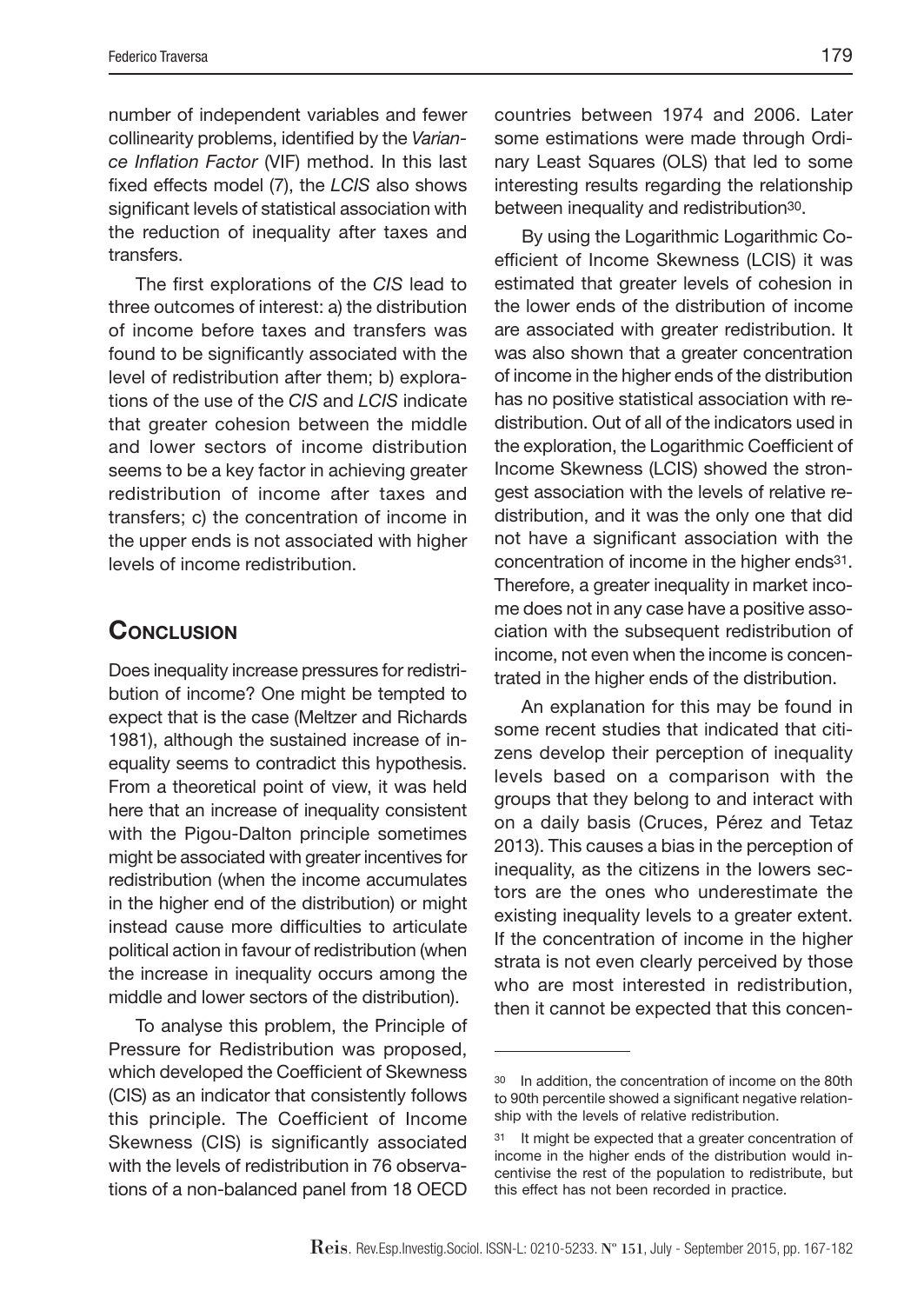number of independent variables and fewer collinearity problems, identified by the *Variance Inflation Factor* (VIF) method. In this last fixed effects model (7), the *LCIS* also shows significant levels of statistical association with the reduction of inequality after taxes and transfers.

The first explorations of the *CIS* lead to three outcomes of interest: a) the distribution of income before taxes and transfers was found to be significantly associated with the level of redistribution after them; b) explorations of the use of the *CIS* and *LCIS* indicate that greater cohesion between the middle and lower sectors of income distribution seems to be a key factor in achieving greater redistribution of income after taxes and transfers; c) the concentration of income in the upper ends is not associated with higher levels of income redistribution.

## Conclusion

Does inequality increase pressures for redistribution of income? One might be tempted to expect that is the case (Meltzer and Richards 1981), although the sustained increase of inequality seems to contradict this hypothesis. From a theoretical point of view, it was held here that an increase of inequality consistent with the Pigou-Dalton principle sometimes might be associated with greater incentives for redistribution (when the income accumulates in the higher end of the distribution) or might instead cause more difficulties to articulate political action in favour of redistribution (when the increase in inequality occurs among the middle and lower sectors of the distribution).

To analyse this problem, the Principle of Pressure for Redistribution was proposed, which developed the Coefficient of Skewness (CIS) as an indicator that consistently follows this principle. The Coefficient of Income Skewness (CIS) is significantly associated with the levels of redistribution in 76 observations of a non-balanced panel from 18 OECD countries between 1974 and 2006. Later some estimations were made through Ordinary Least Squares (OLS) that led to some interesting results regarding the relationship between inequality and redistribution[30].

By using the Logarithmic Logarithmic Coefficient of Income Skewness (LCIS) it was estimated that greater levels of cohesion in the lower ends of the distribution of income are associated with greater redistribution. It was also shown that a greater concentration of income in the higher ends of the distribution has no positive statistical association with redistribution. Out of all of the indicators used in the exploration, the Logarithmic Coefficient of Income Skewness (LCIS) showed the strongest association with the levels of relative redistribution, and it was the only one that did not have a significant association with the concentration of income in the higher ends[31]. Therefore, a greater inequality in market income does not in any case have a positive association with the subsequent redistribution of income, not even when the income is concentrated in the higher ends of the distribution.

An explanation for this may be found in some recent studies that indicated that citizens develop their perception of inequality levels based on a comparison with the groups that they belong to and interact with on a daily basis (Cruces, Pérez and Tetaz 2013). This causes a bias in the perception of inequality, as the citizens in the lowers sectors are the ones who underestimate the existing inequality levels to a greater extent. If the concentration of income in the higher strata is not even clearly perceived by those who are most interested in redistribution, then it cannot be expected that this concen-

---

[30] In addition, the concentration of income on the 80th to 90th percentile showed a significant negative relationship with the levels of relative redistribution.

[31] It might be expected that a greater concentration of income in the higher ends of the distribution would incentivise the rest of the population to redistribute, but this effect has not been recorded in practice.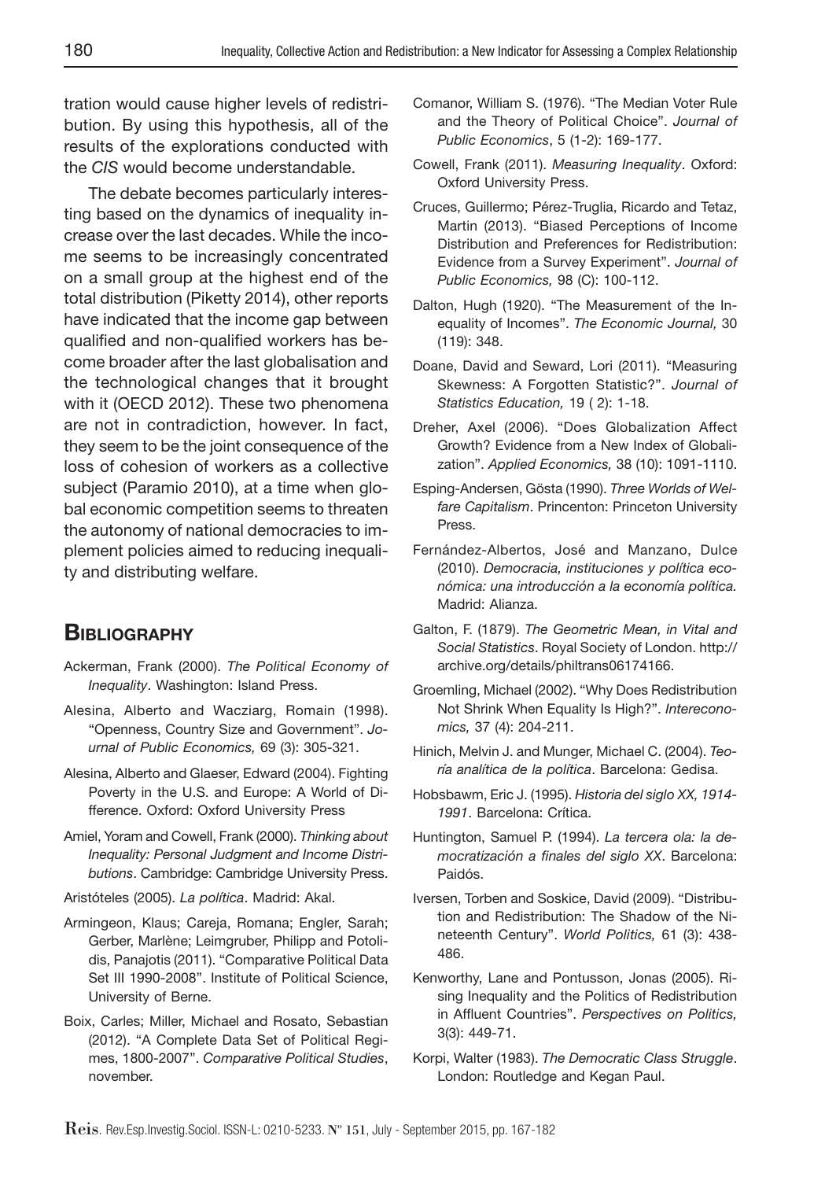tration would cause higher levels of redistribution. By using this hypothesis, all of the results of the explorations conducted with the *CIS* would become understandable.

The debate becomes particularly interesting based on the dynamics of inequality increase over the last decades. While the income seems to be increasingly concentrated on a small group at the highest end of the total distribution (Piketty 2014), other reports have indicated that the income gap between qualified and non-qualified workers has become broader after the last globalisation and the technological changes that it brought with it (OECD 2012). These two phenomena are not in contradiction, however. In fact, they seem to be the joint consequence of the loss of cohesion of workers as a collective subject (Paramio 2010), at a time when global economic competition seems to threaten the autonomy of national democracies to implement policies aimed to reducing inequality and distributing welfare.

## Bibliography

Ackerman, Frank (2000). *The Political Economy of Inequality*. Washington: Island Press.

Alesina, Alberto and Wacziarg, Romain (1998). "Openness, Country Size and Government". *Journal of Public Economics,* 69 (3): 305-321.

Alesina, Alberto and Glaeser, Edward (2004). Fighting Poverty in the U.S. and Europe: A World of Difference. Oxford: Oxford University Press

Amiel, Yoram and Cowell, Frank (2000). *Thinking about Inequality: Personal Judgment and Income Distributions*. Cambridge: Cambridge University Press.

Aristóteles (2005). *La política*. Madrid: Akal.

Armingeon, Klaus; Careja, Romana; Engler, Sarah; Gerber, Marlène; Leimgruber, Philipp and Potolidis, Panajotis (2011). "Comparative Political Data Set III 1990-2008". Institute of Political Science, University of Berne.

Boix, Carles; Miller, Michael and Rosato, Sebastian (2012). "A Complete Data Set of Political Regimes, 1800-2007". *Comparative Political Studies*, november.

Comanor, William S. (1976). "The Median Voter Rule and the Theory of Political Choice". *Journal of Public Economics*, 5 (1-2): 169-177.

Cowell, Frank (2011). *Measuring Inequality*. Oxford: Oxford University Press.

Cruces, Guillermo; Pérez-Truglia, Ricardo and Tetaz, Martin (2013). "Biased Perceptions of Income Distribution and Preferences for Redistribution: Evidence from a Survey Experiment". *Journal of Public Economics,* 98 (C): 100-112.

Dalton, Hugh (1920). "The Measurement of the Inequality of Incomes". *The Economic Journal,* 30 (119): 348.

Doane, David and Seward, Lori (2011). "Measuring Skewness: A Forgotten Statistic?". *Journal of Statistics Education,* 19 ( 2): 1-18.

Dreher, Axel (2006). "Does Globalization Affect Growth? Evidence from a New Index of Globalization". *Applied Economics,* 38 (10): 1091-1110.

Esping-Andersen, Gösta (1990). *Three Worlds of Welfare Capitalism*. Princenton: Princeton University Press.

Fernández-Albertos, José and Manzano, Dulce (2010). *Democracia, instituciones y política económica: una introducción a la economía política.* Madrid: Alianza.

Galton, F. (1879). *The Geometric Mean, in Vital and Social Statistics*. Royal Society of London. http://archive.org/details/philtrans06174166.

Groemling, Michael (2002). "Why Does Redistribution Not Shrink When Equality Is High?". *Intereconomics,* 37 (4): 204-211.

Hinich, Melvin J. and Munger, Michael C. (2004). *Teoría analítica de la política*. Barcelona: Gedisa.

Hobsbawm, Eric J. (1995). *Historia del siglo XX, 1914-1991*. Barcelona: Crítica.

Huntington, Samuel P. (1994). *La tercera ola: la democratización a finales del siglo XX*. Barcelona: Paidós.

Iversen, Torben and Soskice, David (2009). "Distribution and Redistribution: The Shadow of the Nineteenth Century". *World Politics,* 61 (3): 438-486.

Kenworthy, Lane and Pontusson, Jonas (2005). Rising Inequality and the Politics of Redistribution in Affluent Countries". *Perspectives on Politics,* 3(3): 449-71.

Korpi, Walter (1983). *The Democratic Class Struggle*. London: Routledge and Kegan Paul.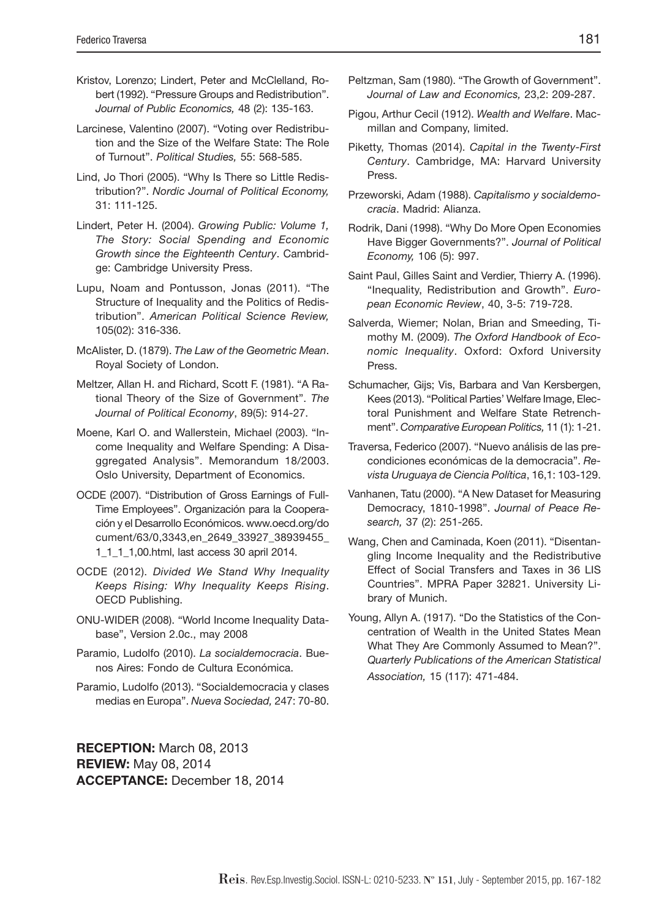Kristov, Lorenzo; Lindert, Peter and McClelland, Robert (1992). "Pressure Groups and Redistribution". *Journal of Public Economics,* 48 (2): 135-163.

Larcinese, Valentino (2007). "Voting over Redistribution and the Size of the Welfare State: The Role of Turnout". *Political Studies,* 55: 568-585.

Lind, Jo Thori (2005). "Why Is There so Little Redistribution?". *Nordic Journal of Political Economy,* 31: 111-125.

Lindert, Peter H. (2004). *Growing Public: Volume 1, The Story: Social Spending and Economic Growth since the Eighteenth Century*. Cambridge: Cambridge University Press.

Lupu, Noam and Pontusson, Jonas (2011). "The Structure of Inequality and the Politics of Redistribution". *American Political Science Review,* 105(02): 316-336.

McAlister, D. (1879). *The Law of the Geometric Mean*. Royal Society of London.

Meltzer, Allan H. and Richard, Scott F. (1981). "A Rational Theory of the Size of Government". *The Journal of Political Economy*, 89(5): 914-27.

Moene, Karl O. and Wallerstein, Michael (2003). "Income Inequality and Welfare Spending: A Disaggregated Analysis". Memorandum 18/2003. Oslo University, Department of Economics.

OCDE (2007). "Distribution of Gross Earnings of Full-Time Employees". Organización para la Cooperación y el Desarrollo Económicos. www.oecd.org/document/63/0,3343,en_2649_33927_38939455_1_1_1_1,00.html, last access 30 april 2014.

OCDE (2012). *Divided We Stand Why Inequality Keeps Rising: Why Inequality Keeps Rising*. OECD Publishing.

ONU-WIDER (2008). "World Income Inequality Database", Version 2.0c., may 2008

Paramio, Ludolfo (2010). *La socialdemocracia*. Buenos Aires: Fondo de Cultura Económica.

Paramio, Ludolfo (2013). "Socialdemocracia y clases medias en Europa". *Nueva Sociedad,* 247: 70-80.

Peltzman, Sam (1980). "The Growth of Government". *Journal of Law and Economics,* 23,2: 209-287.

Pigou, Arthur Cecil (1912). *Wealth and Welfare*. Macmillan and Company, limited.

Piketty, Thomas (2014). *Capital in the Twenty-First Century*. Cambridge, MA: Harvard University Press.

Przeworski, Adam (1988). *Capitalismo y socialdemocracia*. Madrid: Alianza.

Rodrik, Dani (1998). "Why Do More Open Economies Have Bigger Governments?". *Journal of Political Economy,* 106 (5): 997.

Saint Paul, Gilles Saint and Verdier, Thierry A. (1996). "Inequality, Redistribution and Growth". *European Economic Review*, 40, 3-5: 719-728.

Salverda, Wiemer; Nolan, Brian and Smeeding, Timothy M. (2009). *The Oxford Handbook of Economic Inequality*. Oxford: Oxford University Press.

Schumacher, Gijs; Vis, Barbara and Van Kersbergen, Kees (2013). "Political Parties' Welfare Image, Electoral Punishment and Welfare State Retrenchment". *Comparative European Politics,* 11 (1): 1-21.

Traversa, Federico (2007). "Nuevo análisis de las precondiciones económicas de la democracia". *Revista Uruguaya de Ciencia Política*, 16,1: 103-129.

Vanhanen, Tatu (2000). "A New Dataset for Measuring Democracy, 1810-1998". *Journal of Peace Research,* 37 (2): 251-265.

Wang, Chen and Caminada, Koen (2011). "Disentangling Income Inequality and the Redistributive Effect of Social Transfers and Taxes in 36 LIS Countries". MPRA Paper 32821. University Library of Munich.

Young, Allyn A. (1917). "Do the Statistics of the Concentration of Wealth in the United States Mean What They Are Commonly Assumed to Mean?". *Quarterly Publications of the American Statistical Association,* 15 (117): 471-484.

**RECEPTION:** March 08, 2013
**REVIEW:** May 08, 2014
**ACCEPTANCE:** December 18, 2014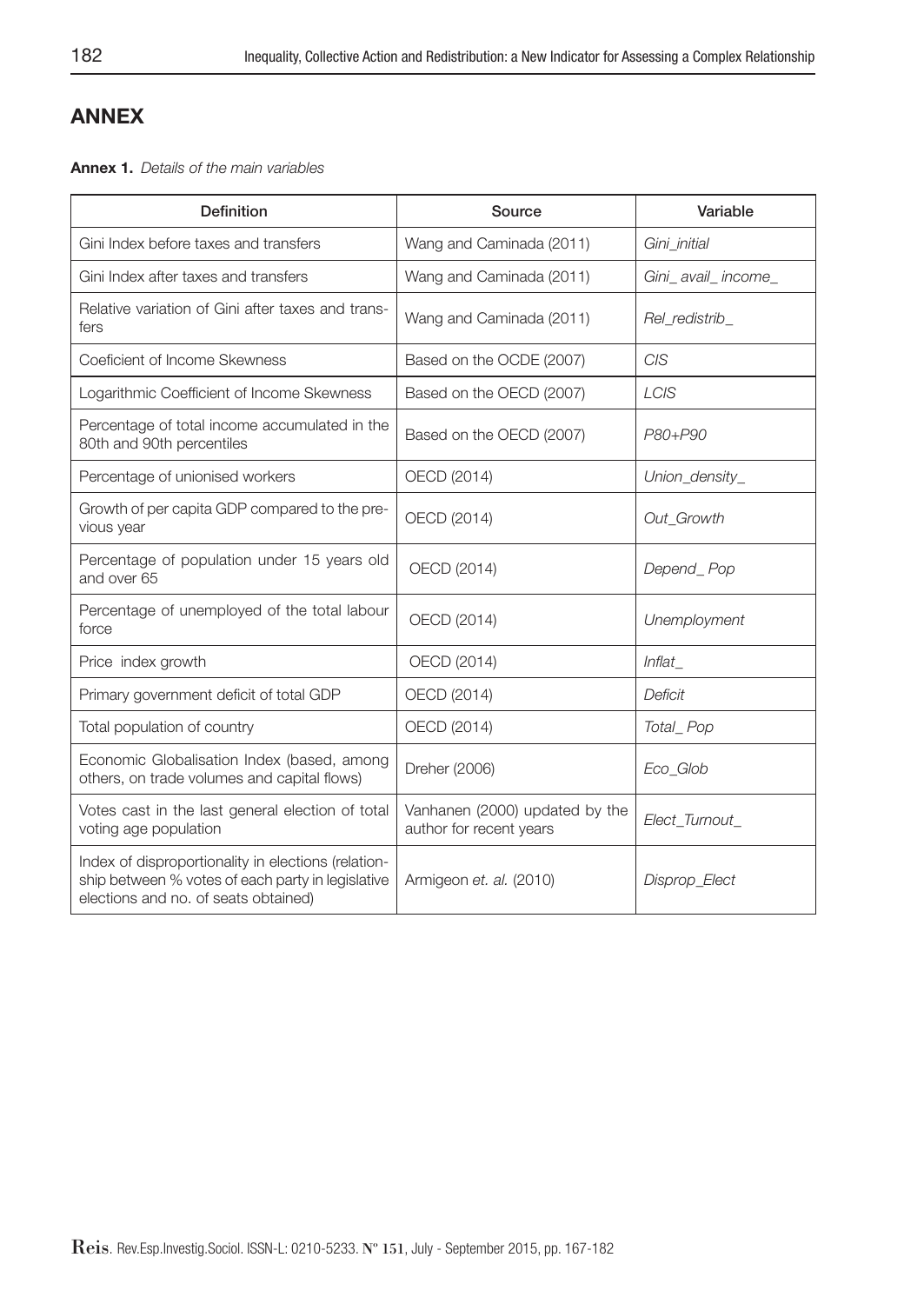## ANNEX

**Annex 1.** *Details of the main variables*

| Definition | Source | Variable |
|---|---|---|
| Gini Index before taxes and transfers | Wang and Caminada (2011) | *Gini_initial* |
| Gini Index after taxes and transfers | Wang and Caminada (2011) | *Gini_ avail_ income_* |
| Relative variation of Gini after taxes and transfers | Wang and Caminada (2011) | *Rel_redistrib_* |
| Coeficient of Income Skewness | Based on the OCDE (2007) | *CIS* |
| Logarithmic Coefficient of Income Skewness | Based on the OECD (2007) | *LCIS* |
| Percentage of total income accumulated in the 80th and 90th percentiles | Based on the OECD (2007) | *P80+P90* |
| Percentage of unionised workers | OECD (2014) | *Union_density_* |
| Growth of per capita GDP compared to the previous year | OECD (2014) | *Out_Growth* |
| Percentage of population under 15 years old and over 65 | OECD (2014) | *Depend_ Pop* |
| Percentage of unemployed of the total labour force | OECD (2014) | *Unemployment* |
| Price index growth | OECD (2014) | *Inflat_* |
| Primary government deficit of total GDP | OECD (2014) | *Deficit* |
| Total population of country | OECD (2014) | *Total_ Pop* |
| Economic Globalisation Index (based, among others, on trade volumes and capital flows) | Dreher (2006) | *Eco_Glob* |
| Votes cast in the last general election of total voting age population | Vanhanen (2000) updated by the author for recent years | *Elect_Turnout_* |
| Index of disproportionality in elections (relationship between % votes of each party in legislative elections and no. of seats obtained) | Armigeon *et. al.* (2010) | *Disprop_Elect* |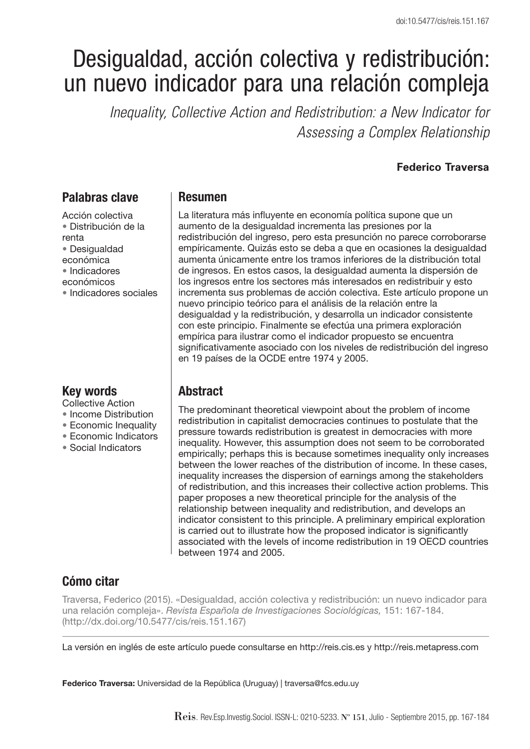# Desigualdad, acción colectiva y redistribución: un nuevo indicador para una relación compleja

*Inequality, Collective Action and Redistribution: a New Indicator for Assessing a Complex Relationship*

**Federico Traversa**

## Palabras clave

Acción colectiva
• Distribución de la renta
• Desigualdad económica
• Indicadores económicos
• Indicadores sociales

## Resumen

La literatura más influyente en economía política supone que un aumento de la desigualdad incrementa las presiones por la redistribución del ingreso, pero esta presunción no parece corroborarse empíricamente. Quizás esto se deba a que en ocasiones la desigualdad aumenta únicamente entre los tramos inferiores de la distribución total de ingresos. En estos casos, la desigualdad aumenta la dispersión de los ingresos entre los sectores más interesados en redistribuir y esto incrementa sus problemas de acción colectiva. Este artículo propone un nuevo principio teórico para el análisis de la relación entre la desigualdad y la redistribución, y desarrolla un indicador consistente con este principio. Finalmente se efectúa una primera exploración empírica para ilustrar como el indicador propuesto se encuentra significativamente asociado con los niveles de redistribución del ingreso en 19 países de la OCDE entre 1974 y 2005.

## Key words

Collective Action
• Income Distribution
• Economic Inequality
• Economic Indicators
• Social Indicators

## Abstract

The predominant theoretical viewpoint about the problem of income redistribution in capitalist democracies continues to postulate that the pressure towards redistribution is greatest in democracies with more inequality. However, this assumption does not seem to be corroborated empirically; perhaps this is because sometimes inequality only increases between the lower reaches of the distribution of income. In these cases, inequality increases the dispersion of earnings among the stakeholders of redistribution, and this increases their collective action problems. This paper proposes a new theoretical principle for the analysis of the relationship between inequality and redistribution, and develops an indicator consistent to this principle. A preliminary empirical exploration is carried out to illustrate how the proposed indicator is significantly associated with the levels of income redistribution in 19 OECD countries between 1974 and 2005.

## Cómo citar

Traversa, Federico (2015). «Desigualdad, acción colectiva y redistribución: un nuevo indicador para una relación compleja». *Revista Española de Investigaciones Sociológicas,* 151: 167-184. (http://dx.doi.org/10.5477/cis/reis.151.167)

La versión en inglés de este artículo puede consultarse en http://reis.cis.es y http://reis.metapress.com

**Federico Traversa:** Universidad de la República (Uruguay) | traversa@fcs.edu.uy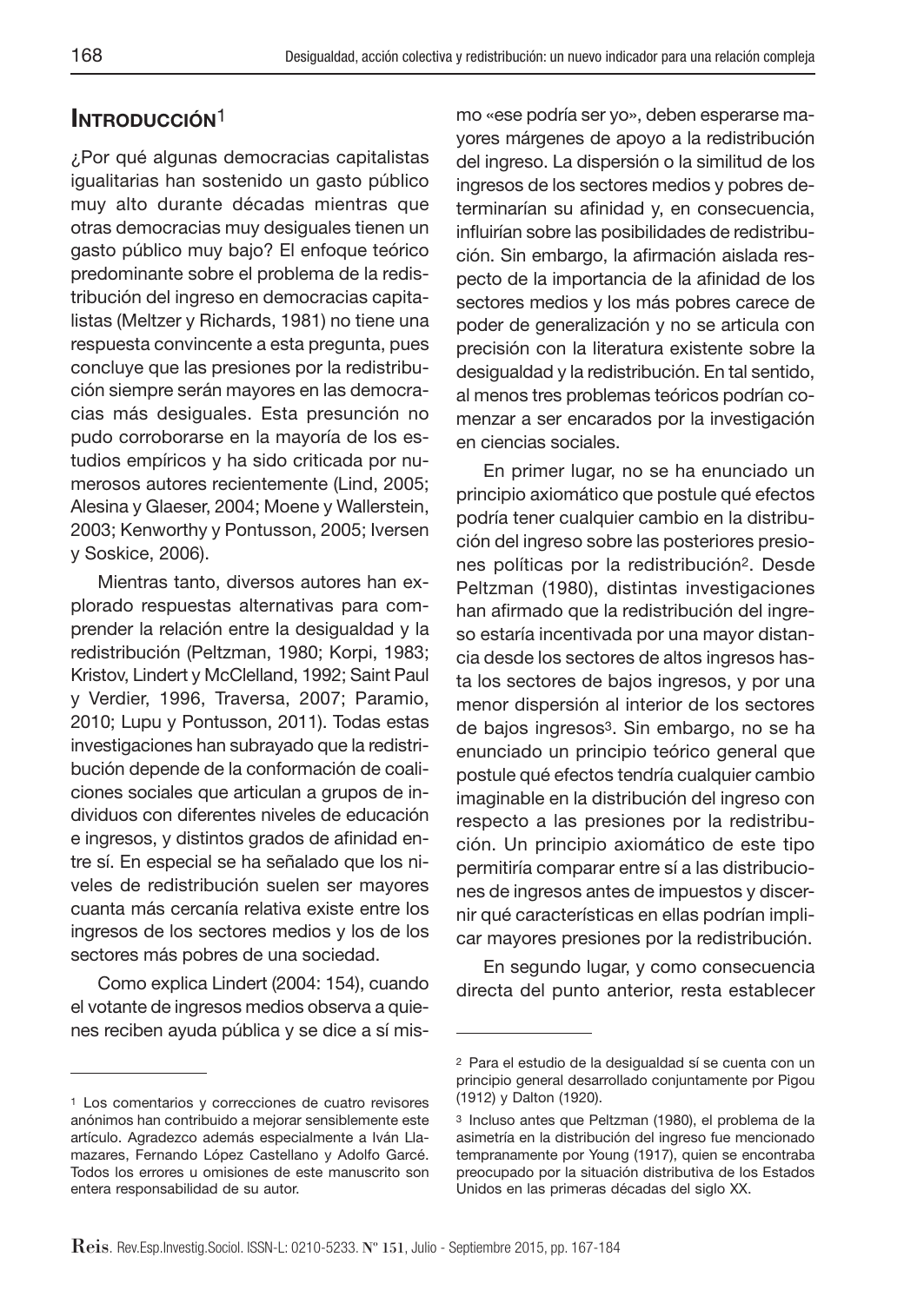## INTRODUCCIÓN[1]

¿Por qué algunas democracias capitalistas igualitarias han sostenido un gasto público muy alto durante décadas mientras que otras democracias muy desiguales tienen un gasto público muy bajo? El enfoque teórico predominante sobre el problema de la redistribución del ingreso en democracias capitalistas (Meltzer y Richards, 1981) no tiene una respuesta convincente a esta pregunta, pues concluye que las presiones por la redistribución siempre serán mayores en las democracias más desiguales. Esta presunción no pudo corroborarse en la mayoría de los estudios empíricos y ha sido criticada por numerosos autores recientemente (Lind, 2005; Alesina y Glaeser, 2004; Moene y Wallerstein, 2003; Kenworthy y Pontusson, 2005; Iversen y Soskice, 2006).

Mientras tanto, diversos autores han explorado respuestas alternativas para comprender la relación entre la desigualdad y la redistribución (Peltzman, 1980; Korpi, 1983; Kristov, Lindert y McClelland, 1992; Saint Paul y Verdier, 1996, Traversa, 2007; Paramio, 2010; Lupu y Pontusson, 2011). Todas estas investigaciones han subrayado que la redistribución depende de la conformación de coaliciones sociales que articulan a grupos de individuos con diferentes niveles de educación e ingresos, y distintos grados de afinidad entre sí. En especial se ha señalado que los niveles de redistribución suelen ser mayores cuanta más cercanía relativa existe entre los ingresos de los sectores medios y los de los sectores más pobres de una sociedad.

Como explica Lindert (2004: 154), cuando el votante de ingresos medios observa a quienes reciben ayuda pública y se dice a sí mismo «ese podría ser yo», deben esperarse mayores márgenes de apoyo a la redistribución del ingreso. La dispersión o la similitud de los ingresos de los sectores medios y pobres determinarían su afinidad y, en consecuencia, influirían sobre las posibilidades de redistribución. Sin embargo, la afirmación aislada respecto de la importancia de la afinidad de los sectores medios y los más pobres carece de poder de generalización y no se articula con precisión con la literatura existente sobre la desigualdad y la redistribución. En tal sentido, al menos tres problemas teóricos podrían comenzar a ser encarados por la investigación en ciencias sociales.

En primer lugar, no se ha enunciado un principio axiomático que postule qué efectos podría tener cualquier cambio en la distribución del ingreso sobre las posteriores presiones políticas por la redistribución[2]. Desde Peltzman (1980), distintas investigaciones han afirmado que la redistribución del ingreso estaría incentivada por una mayor distancia desde los sectores de altos ingresos hasta los sectores de bajos ingresos, y por una menor dispersión al interior de los sectores de bajos ingresos[3]. Sin embargo, no se ha enunciado un principio teórico general que postule qué efectos tendría cualquier cambio imaginable en la distribución del ingreso con respecto a las presiones por la redistribución. Un principio axiomático de este tipo permitiría comparar entre sí a las distribuciones de ingresos antes de impuestos y discernir qué características en ellas podrían implicar mayores presiones por la redistribución.

En segundo lugar, y como consecuencia directa del punto anterior, resta establecer

---

[1] Los comentarios y correcciones de cuatro revisores anónimos han contribuido a mejorar sensiblemente este artículo. Agradezco además especialmente a Iván Llamazares, Fernando López Castellano y Adolfo Garcé. Todos los errores u omisiones de este manuscrito son entera responsabilidad de su autor.

[2] Para el estudio de la desigualdad sí se cuenta con un principio general desarrollado conjuntamente por Pigou (1912) y Dalton (1920).

[3] Incluso antes que Peltzman (1980), el problema de la asimetría en la distribución del ingreso fue mencionado tempranamente por Young (1917), quien se encontraba preocupado por la situación distributiva de los Estados Unidos en las primeras décadas del siglo XX.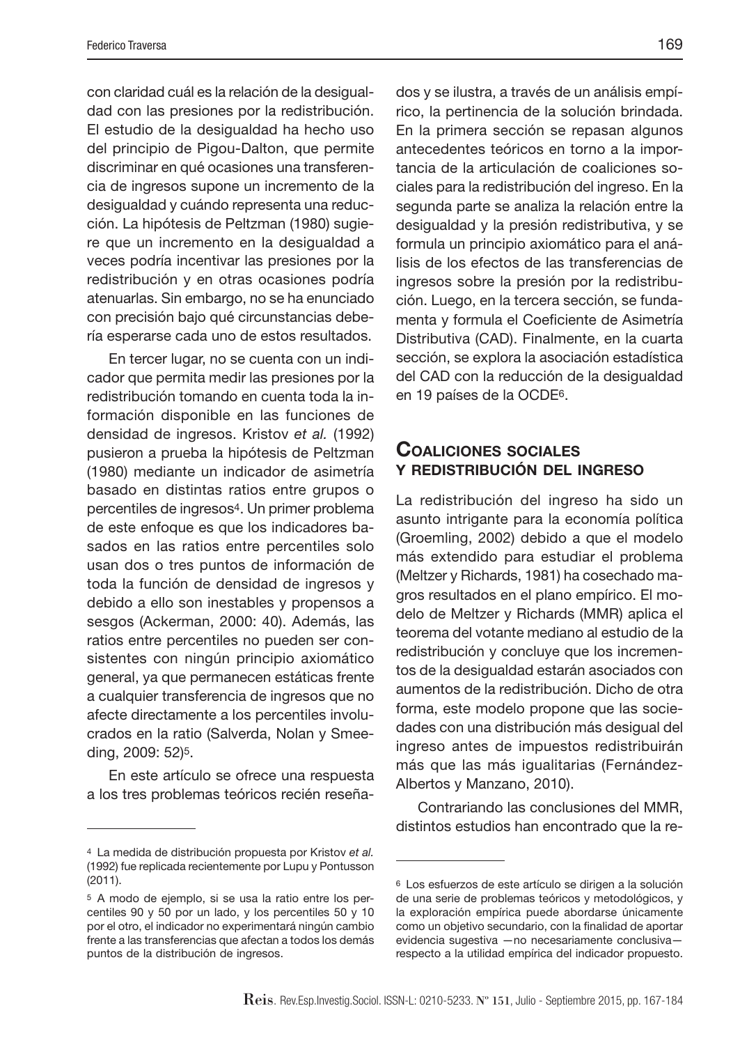con claridad cuál es la relación de la desigualdad con las presiones por la redistribución. El estudio de la desigualdad ha hecho uso del principio de Pigou-Dalton, que permite discriminar en qué ocasiones una transferencia de ingresos supone un incremento de la desigualdad y cuándo representa una reducción. La hipótesis de Peltzman (1980) sugiere que un incremento en la desigualdad a veces podría incentivar las presiones por la redistribución y en otras ocasiones podría atenuarlas. Sin embargo, no se ha enunciado con precisión bajo qué circunstancias debería esperarse cada uno de estos resultados.

En tercer lugar, no se cuenta con un indicador que permita medir las presiones por la redistribución tomando en cuenta toda la información disponible en las funciones de densidad de ingresos. Kristov *et al.* (1992) pusieron a prueba la hipótesis de Peltzman (1980) mediante un indicador de asimetría basado en distintas ratios entre grupos o percentiles de ingresos[4]. Un primer problema de este enfoque es que los indicadores basados en las ratios entre percentiles solo usan dos o tres puntos de información de toda la función de densidad de ingresos y debido a ello son inestables y propensos a sesgos (Ackerman, 2000: 40). Además, las ratios entre percentiles no pueden ser consistentes con ningún principio axiomático general, ya que permanecen estáticas frente a cualquier transferencia de ingresos que no afecte directamente a los percentiles involucrados en la ratio (Salverda, Nolan y Smeeding, 2009: 52)[5].

En este artículo se ofrece una respuesta a los tres problemas teóricos recién reseñados y se ilustra, a través de un análisis empírico, la pertinencia de la solución brindada. En la primera sección se repasan algunos antecedentes teóricos en torno a la importancia de la articulación de coaliciones sociales para la redistribución del ingreso. En la segunda parte se analiza la relación entre la desigualdad y la presión redistributiva, y se formula un principio axiomático para el análisis de los efectos de las transferencias de ingresos sobre la presión por la redistribución. Luego, en la tercera sección, se fundamenta y formula el Coeficiente de Asimetría Distributiva (CAD). Finalmente, en la cuarta sección, se explora la asociación estadística del CAD con la reducción de la desigualdad en 19 países de la OCDE[6].

## Coaliciones sociales y redistribución del ingreso

La redistribución del ingreso ha sido un asunto intrigante para la economía política (Groemling, 2002) debido a que el modelo más extendido para estudiar el problema (Meltzer y Richards, 1981) ha cosechado magros resultados en el plano empírico. El modelo de Meltzer y Richards (MMR) aplica el teorema del votante mediano al estudio de la redistribución y concluye que los incrementos de la desigualdad estarán asociados con aumentos de la redistribución. Dicho de otra forma, este modelo propone que las sociedades con una distribución más desigual del ingreso antes de impuestos redistribuirán más que las más igualitarias (Fernández-Albertos y Manzano, 2010).

Contrariando las conclusiones del MMR, distintos estudios han encontrado que la re-

---

[4] La medida de distribución propuesta por Kristov *et al.* (1992) fue replicada recientemente por Lupu y Pontusson (2011).

[5] A modo de ejemplo, si se usa la ratio entre los percentiles 90 y 50 por un lado, y los percentiles 50 y 10 por el otro, el indicador no experimentará ningún cambio frente a las transferencias que afectan a todos los demás puntos de la distribución de ingresos.

[6] Los esfuerzos de este artículo se dirigen a la solución de una serie de problemas teóricos y metodológicos, y la exploración empírica puede abordarse únicamente como un objetivo secundario, con la finalidad de aportar evidencia sugestiva —no necesariamente conclusiva— respecto a la utilidad empírica del indicador propuesto.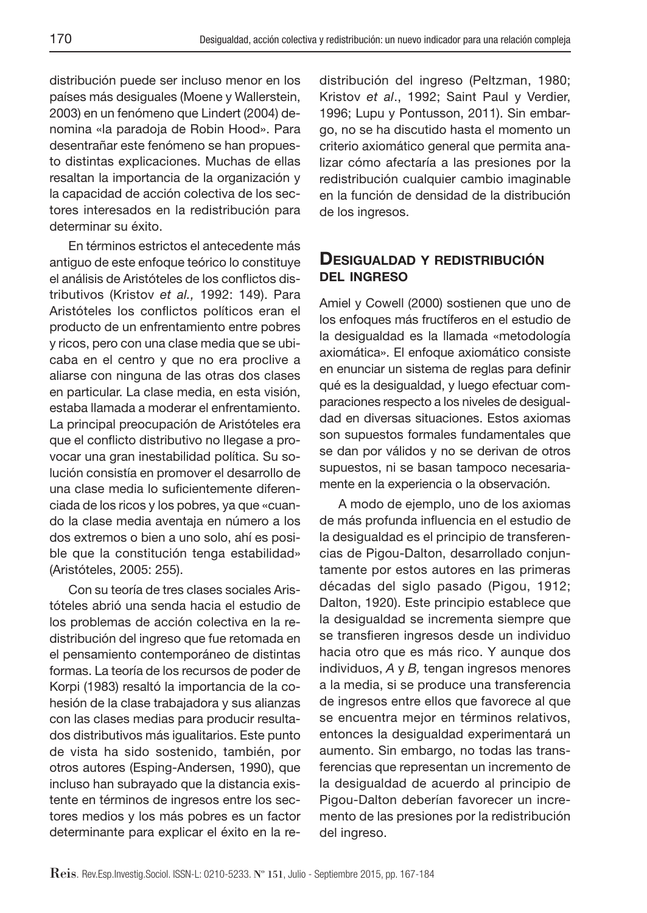distribución puede ser incluso menor en los países más desiguales (Moene y Wallerstein, 2003) en un fenómeno que Lindert (2004) denomina «la paradoja de Robin Hood». Para desentrañar este fenómeno se han propuesto distintas explicaciones. Muchas de ellas resaltan la importancia de la organización y la capacidad de acción colectiva de los sectores interesados en la redistribución para determinar su éxito.

En términos estrictos el antecedente más antiguo de este enfoque teórico lo constituye el análisis de Aristóteles de los conflictos distributivos (Kristov *et al.,* 1992: 149). Para Aristóteles los conflictos políticos eran el producto de un enfrentamiento entre pobres y ricos, pero con una clase media que se ubicaba en el centro y que no era proclive a aliarse con ninguna de las otras dos clases en particular. La clase media, en esta visión, estaba llamada a moderar el enfrentamiento. La principal preocupación de Aristóteles era que el conflicto distributivo no llegase a provocar una gran inestabilidad política. Su solución consistía en promover el desarrollo de una clase media lo suficientemente diferenciada de los ricos y los pobres, ya que «cuando la clase media aventaja en número a los dos extremos o bien a uno solo, ahí es posible que la constitución tenga estabilidad» (Aristóteles, 2005: 255).

Con su teoría de tres clases sociales Aristóteles abrió una senda hacia el estudio de los problemas de acción colectiva en la redistribución del ingreso que fue retomada en el pensamiento contemporáneo de distintas formas. La teoría de los recursos de poder de Korpi (1983) resaltó la importancia de la cohesión de la clase trabajadora y sus alianzas con las clases medias para producir resultados distributivos más igualitarios. Este punto de vista ha sido sostenido, también, por otros autores (Esping-Andersen, 1990), que incluso han subrayado que la distancia existente en términos de ingresos entre los sectores medios y los más pobres es un factor determinante para explicar el éxito en la redistribución del ingreso (Peltzman, 1980; Kristov *et al*., 1992; Saint Paul y Verdier, 1996; Lupu y Pontusson, 2011). Sin embargo, no se ha discutido hasta el momento un criterio axiomático general que permita analizar cómo afectaría a las presiones por la redistribución cualquier cambio imaginable en la función de densidad de la distribución de los ingresos.

## Desigualdad y redistribución del ingreso

Amiel y Cowell (2000) sostienen que uno de los enfoques más fructíferos en el estudio de la desigualdad es la llamada «metodología axiomática». El enfoque axiomático consiste en enunciar un sistema de reglas para definir qué es la desigualdad, y luego efectuar comparaciones respecto a los niveles de desigualdad en diversas situaciones. Estos axiomas son supuestos formales fundamentales que se dan por válidos y no se derivan de otros supuestos, ni se basan tampoco necesariamente en la experiencia o la observación.

A modo de ejemplo, uno de los axiomas de más profunda influencia en el estudio de la desigualdad es el principio de transferencias de Pigou-Dalton, desarrollado conjuntamente por estos autores en las primeras décadas del siglo pasado (Pigou, 1912; Dalton, 1920). Este principio establece que la desigualdad se incrementa siempre que se transfieren ingresos desde un individuo hacia otro que es más rico. Y aunque dos individuos, *A* y *B,* tengan ingresos menores a la media, si se produce una transferencia de ingresos entre ellos que favorece al que se encuentra mejor en términos relativos, entonces la desigualdad experimentará un aumento. Sin embargo, no todas las transferencias que representan un incremento de la desigualdad de acuerdo al principio de Pigou-Dalton deberían favorecer un incremento de las presiones por la redistribución del ingreso.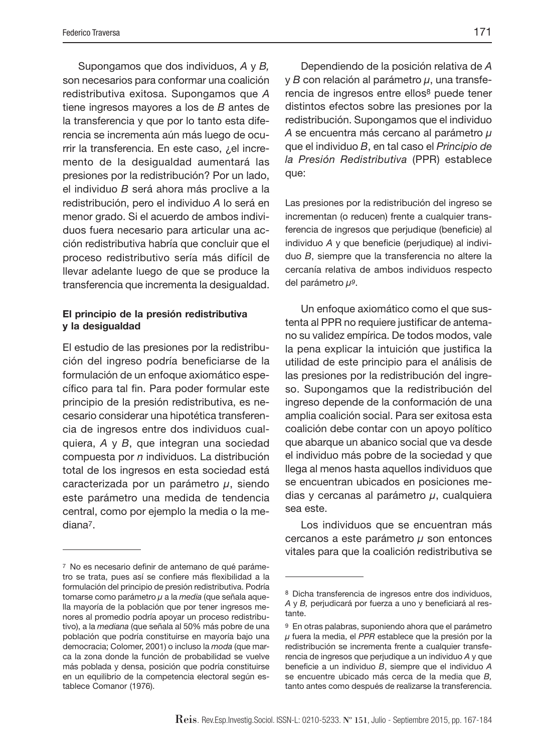Supongamos que dos individuos, *A* y *B,* son necesarios para conformar una coalición redistributiva exitosa. Supongamos que *A* tiene ingresos mayores a los de *B* antes de la transferencia y que por lo tanto esta diferencia se incrementa aún más luego de ocurrir la transferencia. En este caso, ¿el incremento de la desigualdad aumentará las presiones por la redistribución? Por un lado, el individuo *B* será ahora más proclive a la redistribución, pero el individuo *A* lo será en menor grado. Si el acuerdo de ambos individuos fuera necesario para articular una acción redistributiva habría que concluir que el proceso redistributivo sería más difícil de llevar adelante luego de que se produce la transferencia que incrementa la desigualdad.

### El principio de la presión redistributiva y la desigualdad

El estudio de las presiones por la redistribución del ingreso podría beneficiarse de la formulación de un enfoque axiomático específico para tal fin. Para poder formular este principio de la presión redistributiva, es necesario considerar una hipotética transferencia de ingresos entre dos individuos cualquiera, *A* y *B*, que integran una sociedad compuesta por *n* individuos. La distribución total de los ingresos en esta sociedad está caracterizada por un parámetro $\mu$, siendo este parámetro una medida de tendencia central, como por ejemplo la media o la mediana[7].

Dependiendo de la posición relativa de *A* y *B* con relación al parámetro $\mu$, una transferencia de ingresos entre ellos[8] puede tener distintos efectos sobre las presiones por la redistribución. Supongamos que el individuo *A* se encuentra más cercano al parámetro $\mu$ que el individuo *B*, en tal caso el *Principio de la Presión Redistributiva* (PPR) establece que:

> Las presiones por la redistribución del ingreso se incrementan (o reducen) frente a cualquier transferencia de ingresos que perjudique (beneficie) al individuo *A* y que beneficie (perjudique) al individuo *B*, siempre que la transferencia no altere la cercanía relativa de ambos individuos respecto del parámetro $\mu$[9].

Un enfoque axiomático como el que sustenta al PPR no requiere justificar de antemano su validez empírica. De todos modos, vale la pena explicar la intuición que justifica la utilidad de este principio para el análisis de las presiones por la redistribución del ingreso. Supongamos que la redistribución del ingreso depende de la conformación de una amplia coalición social. Para ser exitosa esta coalición debe contar con un apoyo político que abarque un abanico social que va desde el individuo más pobre de la sociedad y que llega al menos hasta aquellos individuos que se encuentran ubicados en posiciones medias y cercanas al parámetro $\mu$, cualquiera sea este.

Los individuos que se encuentran más cercanos a este parámetro $\mu$ son entonces vitales para que la coalición redistributiva se

---

[7] No es necesario definir de antemano de qué parámetro se trata, pues así se confiere más flexibilidad a la formulación del principio de presión redistributiva. Podría tomarse como parámetro $\mu$ a la *media* (que señala aquella mayoría de la población que por tener ingresos menores al promedio podría apoyar un proceso redistributivo), a la *mediana* (que señala al 50% más pobre de una población que podría constituirse en mayoría bajo una democracia; Colomer, 2001) o incluso la *moda* (que marca la zona donde la función de probabilidad se vuelve más poblada y densa, posición que podría constituirse en un equilibrio de la competencia electoral según establece Comanor (1976).

[8] Dicha transferencia de ingresos entre dos individuos, *A* y *B,* perjudicará por fuerza a uno y beneficiará al restante.

[9] En otras palabras, suponiendo ahora que el parámetro $\mu$ fuera la media, el *PPR* establece que la presión por la redistribución se incrementa frente a cualquier transferencia de ingresos que perjudique a un individuo *A* y que beneficie a un individuo *B*, siempre que el individuo *A* se encuentre ubicado más cerca de la media que *B,* tanto antes como después de realizarse la transferencia.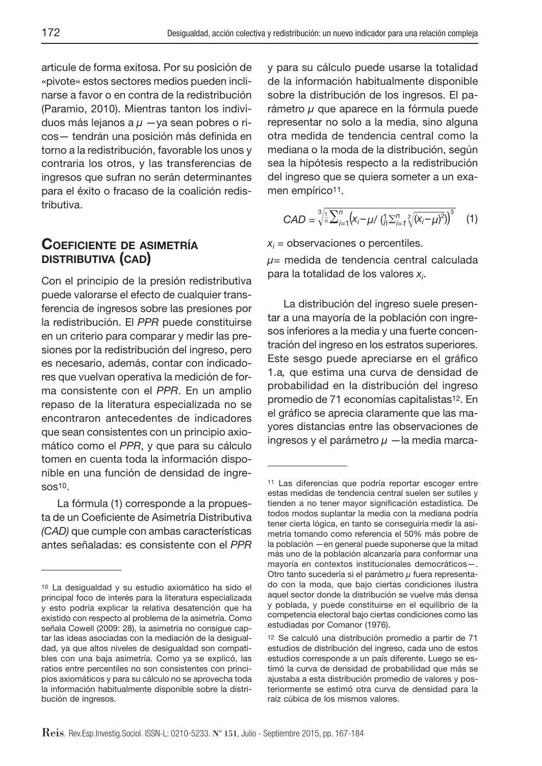articule de forma exitosa. Por su posición de «pivote» estos sectores medios pueden inclinarse a favor o en contra de la redistribución (Paramio, 2010). Mientras tanton los individuos más lejanos a $\mu$ —ya sean pobres o ricos— tendrán una posición más definida en torno a la redistribución, favorable los unos y contraria los otros, y las transferencias de ingresos que sufran no serán determinantes para el éxito o fracaso de la coalición redistributiva.

## Coeficiente de asimetría distributiva (CAD)

Con el principio de la presión redistributiva puede valorarse el efecto de cualquier transferencia de ingresos sobre las presiones por la redistribución. El *PPR* puede constituirse en un criterio para comparar y medir las presiones por la redistribución del ingreso, pero es necesario, además, contar con indicadores que vuelvan operativa la medición de forma consistente con el *PPR*. En un amplio repaso de la literatura especializada no se encontraron antecedentes de indicadores que sean consistentes con un principio axiomático como el *PPR*, y que para su cálculo tomen en cuenta toda la información disponible en una función de densidad de ingresos[10].

La fórmula (1) corresponde a la propuesta de un Coeficiente de Asimetría Distributiva *(CAD)* que cumple con ambas características antes señaladas: es consistente con el *PPR* y para su cálculo puede usarse la totalidad de la información habitualmente disponible sobre la distribución de los ingresos. El parámetro $\mu$ que aparece en la fórmula puede representar no solo a la media, sino alguna otra medida de tendencia central como la mediana o la moda de la distribución, según sea la hipótesis respecto a la redistribución del ingreso que se quiera someter a un examen empírico[11].

$$CAD = \sqrt[3]{\frac{1}{n}\sum_{i=1}^{n}\left(x_i - \mu / \left(\frac{1}{n}\sum_{i=1}^{n}\sqrt[2]{(x_i-\mu)^2}\right)\right)^3} \quad (1)$$

$x_i$ = observaciones o percentiles.

$\mu$= medida de tendencia central calculada para la totalidad de los valores $x_i$.

La distribución del ingreso suele presentar a una mayoría de la población con ingresos inferiores a la media y una fuerte concentración del ingreso en los estratos superiores. Este sesgo puede apreciarse en el gráfico 1.a*,* que estima una curva de densidad de probabilidad en la distribución del ingreso promedio de 71 economías capitalistas[12]. En el gráfico se aprecia claramente que las mayores distancias entre las observaciones de ingresos y el parámetro $\mu$ —la media marca-

---

[10] La desigualdad y su estudio axiomático ha sido el principal foco de interés para la literatura especializada y esto podría explicar la relativa desatención que ha existido con respecto al problema de la asimetría. Como señala Cowell (2009: 28), la asimetría no consigue captar las ideas asociadas con la mediación de la desigualdad, ya que altos niveles de desigualdad son compatibles con una baja asimetría. Como ya se explicó, las ratios entre percentiles no son consistentes con principios axiomáticos y para su cálculo no se aprovecha toda la información habitualmente disponible sobre la distribución de ingresos.

[11] Las diferencias que podría reportar escoger entre estas medidas de tendencia central suelen ser sutiles y tienden a no tener mayor significación estadística. De todos modos suplantar la media con la mediana podría tener cierta lógica, en tanto se conseguiría medir la asimetría tomando como referencia el 50% más pobre de la población —en general puede suponerse que la mitad más uno de la población alcanzaría para conformar una mayoría en contextos institucionales democráticos—. Otro tanto sucedería si el parámetro $\mu$ fuera representado con la moda, que bajo ciertas condiciones ilustra aquel sector donde la distribución se vuelve más densa y poblada, y puede constituirse en el equilibrio de la competencia electoral bajo ciertas condiciones como las estudiadas por Comanor (1976).

[12] Se calculó una distribución promedio a partir de 71 estudios de distribución del ingreso, cada uno de estos estudios corresponde a un país diferente. Luego se estimó la curva de densidad de probabilidad que más se ajustaba a esta distribución promedio de valores y posteriormente se estimó otra curva de densidad para la raíz cúbica de los mismos valores.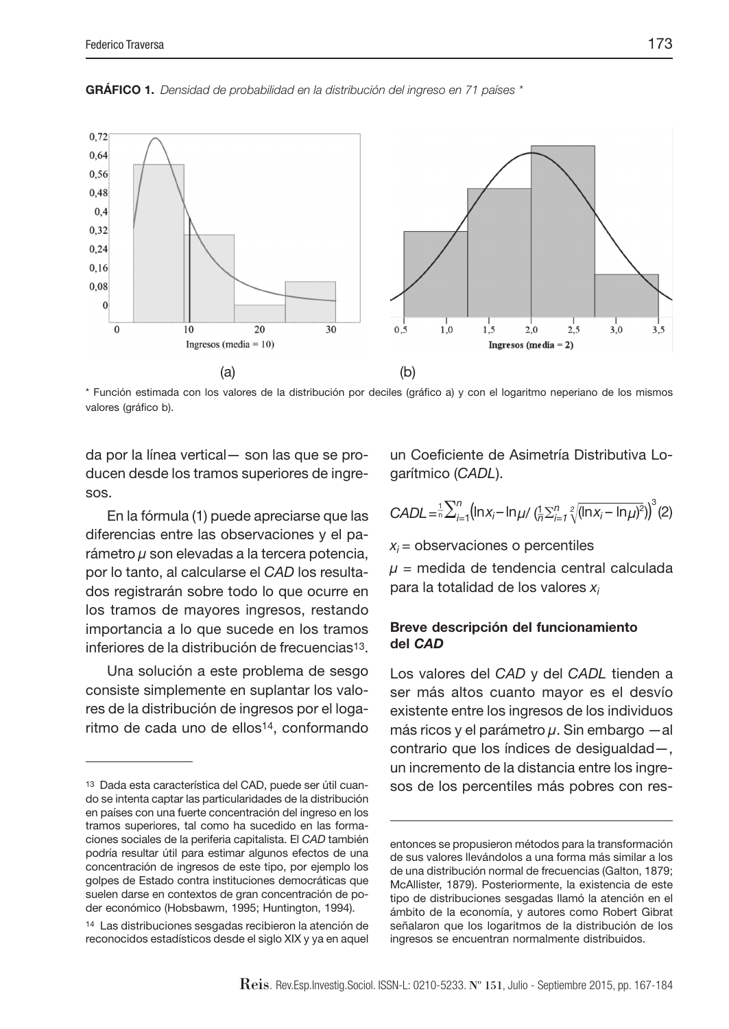**GRÁFICO 1.** *Densidad de probabilidad en la distribución del ingreso en 71 países \**

(a) (b)

\* Función estimada con los valores de la distribución por deciles (gráfico a) y con el logaritmo neperiano de los mismos valores (gráfico b).

da por la línea vertical— son las que se producen desde los tramos superiores de ingresos.

En la fórmula (1) puede apreciarse que las diferencias entre las observaciones y el parámetro $\mu$ son elevadas a la tercera potencia, por lo tanto, al calcularse el *CAD* los resultados registrarán sobre todo lo que ocurre en los tramos de mayores ingresos, restando importancia a lo que sucede en los tramos inferiores de la distribución de frecuencias[13].

Una solución a este problema de sesgo consiste simplemente en suplantar los valores de la distribución de ingresos por el logaritmo de cada uno de ellos[14], conformando un Coeficiente de Asimetría Distributiva Logarítmico (*CADL*).

$$CADL = \frac{1}{n}\sum_{i=1}^{n}\left(\ln x_i - \ln\mu / \left(\frac{1}{n}\sum_{i=1}^{n}\sqrt[2]{(\ln x_i - \ln\mu)^2}\right)\right)^3 \quad (2)$$

$x_i$ = observaciones o percentiles

$\mu$ = medida de tendencia central calculada para la totalidad de los valores $x_i$

### Breve descripción del funcionamiento del *CAD*

Los valores del *CAD* y del *CADL* tienden a ser más altos cuanto mayor es el desvío existente entre los ingresos de los individuos más ricos y el parámetro $\mu$. Sin embargo —al contrario que los índices de desigualdad—, un incremento de la distancia entre los ingresos de los percentiles más pobres con res-

---

[13] Dada esta característica del CAD, puede ser útil cuando se intenta captar las particularidades de la distribución en países con una fuerte concentración del ingreso en los tramos superiores, tal como ha sucedido en las formaciones sociales de la periferia capitalista. El *CAD* también podría resultar útil para estimar algunos efectos de una concentración de ingresos de este tipo, por ejemplo los golpes de Estado contra instituciones democráticas que suelen darse en contextos de gran concentración de poder económico (Hobsbawm, 1995; Huntington, 1994).

[14] Las distribuciones sesgadas recibieron la atención de reconocidos estadísticos desde el siglo XIX y ya en aquel entonces se propusieron métodos para la transformación de sus valores llevándolos a una forma más similar a los de una distribución normal de frecuencias (Galton, 1879; McAllister, 1879). Posteriormente, la existencia de este tipo de distribuciones sesgadas llamó la atención en el ámbito de la economía, y autores como Robert Gibrat señalaron que los logaritmos de la distribución de los ingresos se encuentran normalmente distribuidos.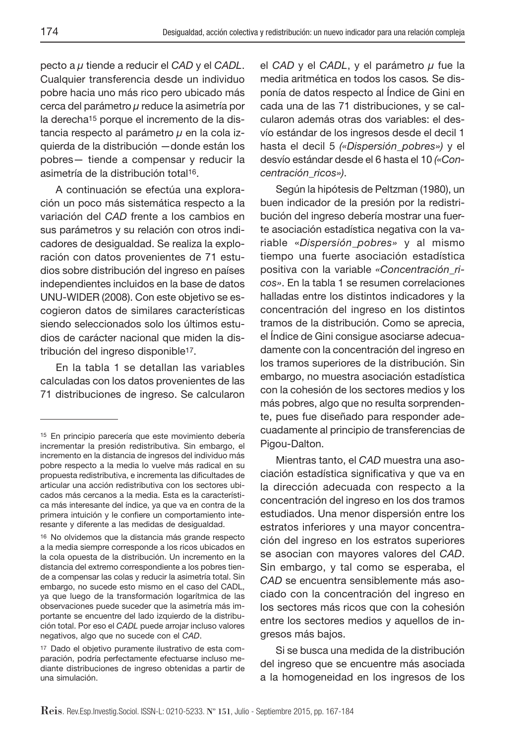pecto a $\mu$ tiende a reducir el *CAD* y el *CADL*. Cualquier transferencia desde un individuo pobre hacia uno más rico pero ubicado más cerca del parámetro $\mu$ reduce la asimetría por la derecha[15] porque el incremento de la distancia respecto al parámetro $\mu$ en la cola izquierda de la distribución —donde están los pobres— tiende a compensar y reducir la asimetría de la distribución total[16].

A continuación se efectúa una exploración un poco más sistemática respecto a la variación del *CAD* frente a los cambios en sus parámetros y su relación con otros indicadores de desigualdad. Se realiza la exploración con datos provenientes de 71 estudios sobre distribución del ingreso en países independientes incluidos en la base de datos UNU-WIDER (2008). Con este objetivo se escogieron datos de similares características siendo seleccionados solo los últimos estudios de carácter nacional que miden la distribución del ingreso disponible[17].

En la tabla 1 se detallan las variables calculadas con los datos provenientes de las 71 distribuciones de ingreso. Se calcularon el *CAD* y el *CADL*, y el parámetro $\mu$ fue la media aritmética en todos los casos. Se disponía de datos respecto al Índice de Gini en cada una de las 71 distribuciones, y se calcularon además otras dos variables: el desvío estándar de los ingresos desde el decil 1 hasta el decil 5 *(«Dispersión_pobres»)* y el desvío estándar desde el 6 hasta el 10 *(«Concentración_ricos»)*.

Según la hipótesis de Peltzman (1980), un buen indicador de la presión por la redistribución del ingreso debería mostrar una fuerte asociación estadística negativa con la variable «*Dispersión_pobres*» y al mismo tiempo una fuerte asociación estadística positiva con la variable *«Concentración_ricos»*. En la tabla 1 se resumen correlaciones halladas entre los distintos indicadores y la concentración del ingreso en los distintos tramos de la distribución. Como se aprecia, el Índice de Gini consigue asociarse adecuadamente con la concentración del ingreso en los tramos superiores de la distribución. Sin embargo, no muestra asociación estadística con la cohesión de los sectores medios y los más pobres, algo que no resulta sorprendente, pues fue diseñado para responder adecuadamente al principio de transferencias de Pigou-Dalton.

Mientras tanto, el *CAD* muestra una asociación estadística significativa y que va en la dirección adecuada con respecto a la concentración del ingreso en los dos tramos estudiados. Una menor dispersión entre los estratos inferiores y una mayor concentración del ingreso en los estratos superiores se asocian con mayores valores del *CAD*. Sin embargo, y tal como se esperaba, el *CAD* se encuentra sensiblemente más asociado con la concentración del ingreso en los sectores más ricos que con la cohesión entre los sectores medios y aquellos de ingresos más bajos.

Si se busca una medida de la distribución del ingreso que se encuentre más asociada a la homogeneidad en los ingresos de los

---

[15] En principio parecería que este movimiento debería incrementar la presión redistributiva. Sin embargo, el incremento en la distancia de ingresos del individuo más pobre respecto a la media lo vuelve más radical en su propuesta redistributiva, e incrementa las dificultades de articular una acción redistributiva con los sectores ubicados más cercanos a la media. Esta es la característica más interesante del índice, ya que va en contra de la primera intuición y le confiere un comportamiento interesante y diferente a las medidas de desigualdad.

[16] No olvidemos que la distancia más grande respecto a la media siempre corresponde a los ricos ubicados en la cola opuesta de la distribución. Un incremento en la distancia del extremo correspondiente a los pobres tiende a compensar las colas y reducir la asimetría total. Sin embargo, no sucede esto mismo en el caso del CADL, ya que luego de la transformación logarítmica de las observaciones puede suceder que la asimetría más importante se encuentre del lado izquierdo de la distribución total. Por eso el *CADL* puede arrojar incluso valores negativos, algo que no sucede con el *CAD*.

[17] Dado el objetivo puramente ilustrativo de esta comparación, podría perfectamente efectuarse incluso mediante distribuciones de ingreso obtenidas a partir de una simulación.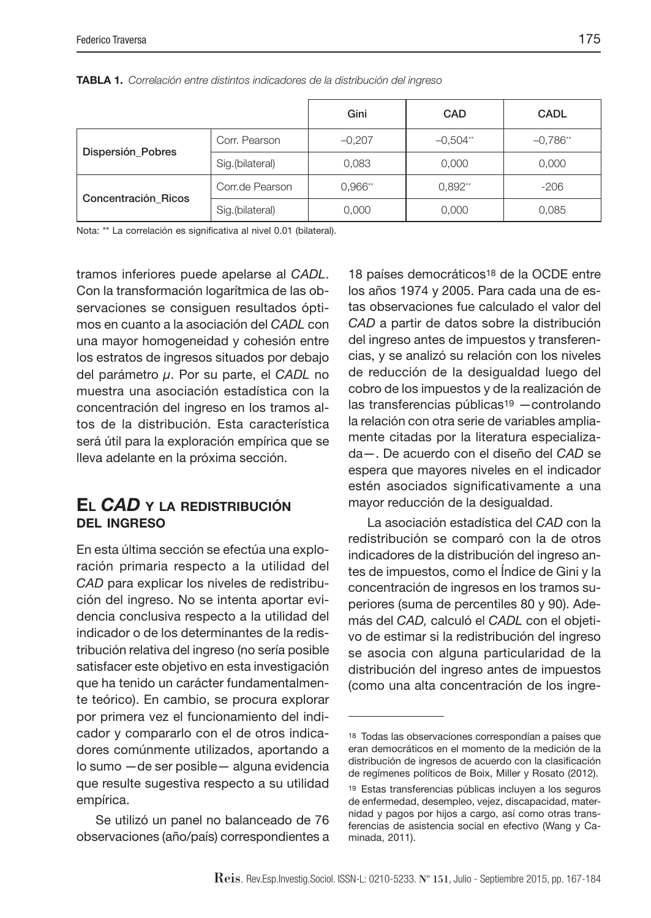**TABLA 1.** *Correlación entre distintos indicadores de la distribución del ingreso*

| | | Gini | CAD | CADL |
|---|---|---|---|---|
| Dispersión_Pobres | Corr. Pearson | –0,207 | –0,504** | –0,786** |
| | Sig.(bilateral) | 0,083 | 0,000 | 0,000 |
| Concentración_Ricos | Corr.de Pearson | 0,966** | 0,892** | -206 |
| | Sig.(bilateral) | 0,000 | 0,000 | 0,085 |

Nota: ** La correlación es significativa al nivel 0.01 (bilateral).

tramos inferiores puede apelarse al *CADL*. Con la transformación logarítmica de las observaciones se consiguen resultados óptimos en cuanto a la asociación del *CADL* con una mayor homogeneidad y cohesión entre los estratos de ingresos situados por debajo del parámetro *μ*. Por su parte, el *CADL* no muestra una asociación estadística con la concentración del ingreso en los tramos altos de la distribución. Esta característica será útil para la exploración empírica que se lleva adelante en la próxima sección.

## El *CAD* y la redistribución del ingreso

En esta última sección se efectúa una exploración primaria respecto a la utilidad del *CAD* para explicar los niveles de redistribución del ingreso. No se intenta aportar evidencia conclusiva respecto a la utilidad del indicador o de los determinantes de la redistribución relativa del ingreso (no sería posible satisfacer este objetivo en esta investigación que ha tenido un carácter fundamentalmente teórico). En cambio, se procura explorar por primera vez el funcionamiento del indicador y compararlo con el de otros indicadores comúnmente utilizados, aportando a lo sumo —de ser posible— alguna evidencia que resulte sugestiva respecto a su utilidad empírica.

Se utilizó un panel no balanceado de 76 observaciones (año/país) correspondientes a 18 países democráticos[18] de la OCDE entre los años 1974 y 2005. Para cada una de estas observaciones fue calculado el valor del *CAD* a partir de datos sobre la distribución del ingreso antes de impuestos y transferencias, y se analizó su relación con los niveles de reducción de la desigualdad luego del cobro de los impuestos y de la realización de las transferencias públicas[19] —controlando la relación con otra serie de variables ampliamente citadas por la literatura especializada—. De acuerdo con el diseño del *CAD* se espera que mayores niveles en el indicador estén asociados significativamente a una mayor reducción de la desigualdad.

La asociación estadística del *CAD* con la redistribución se comparó con la de otros indicadores de la distribución del ingreso antes de impuestos, como el Índice de Gini y la concentración de ingresos en los tramos superiores (suma de percentiles 80 y 90). Además del *CAD,* calculó el *CADL* con el objetivo de estimar si la redistribución del ingreso se asocia con alguna particularidad de la distribución del ingreso antes de impuestos (como una alta concentración de los ingre-

[18] Todas las observaciones correspondían a países que eran democráticos en el momento de la medición de la distribución de ingresos de acuerdo con la clasificación de regímenes políticos de Boix, Miller y Rosato (2012).

[19] Estas transferencias públicas incluyen a los seguros de enfermedad, desempleo, vejez, discapacidad, maternidad y pagos por hijos a cargo, así como otras transferencias de asistencia social en efectivo (Wang y Caminada, 2011).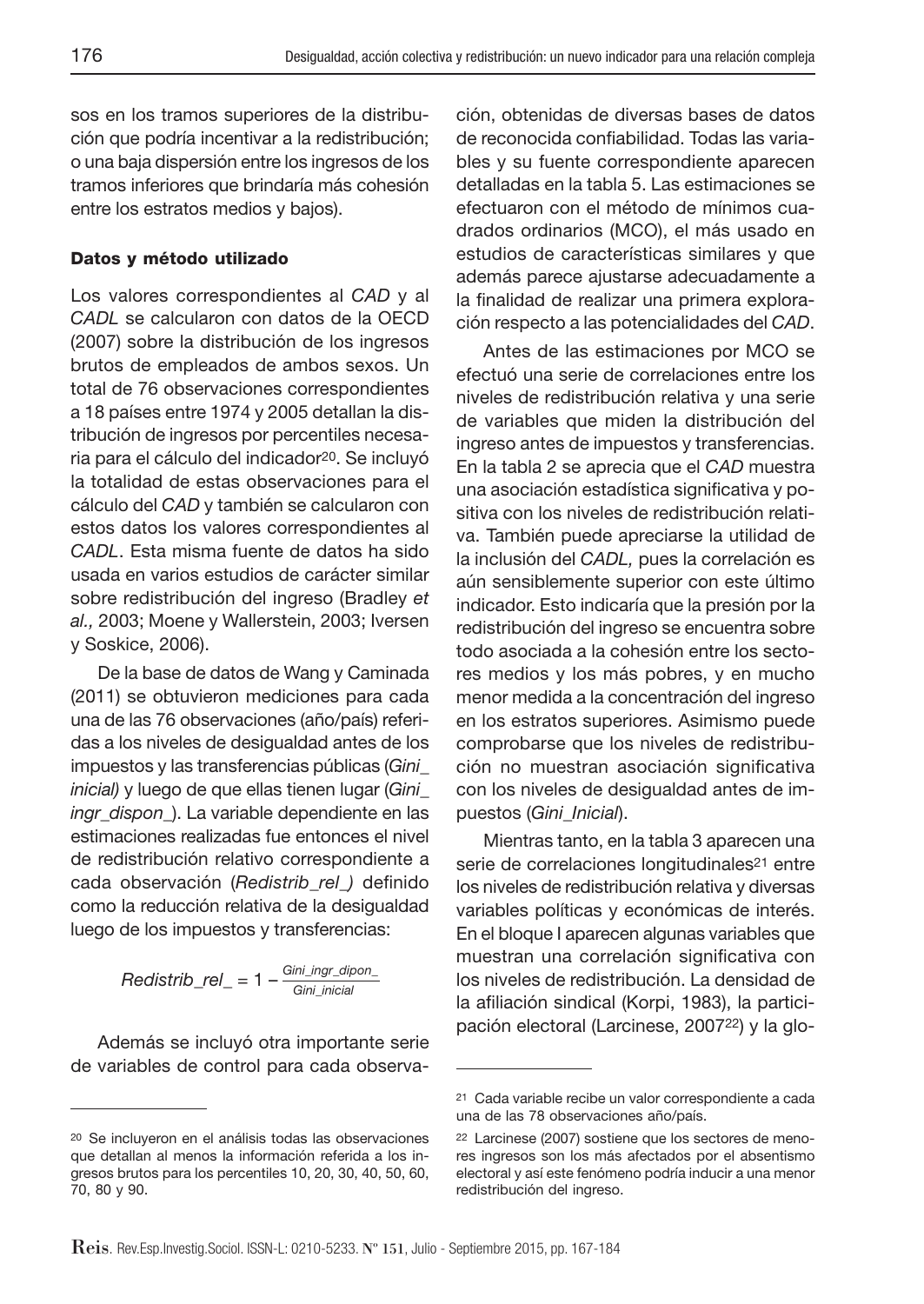sos en los tramos superiores de la distribución que podría incentivar a la redistribución; o una baja dispersión entre los ingresos de los tramos inferiores que brindaría más cohesión entre los estratos medios y bajos).

#### Datos y método utilizado

Los valores correspondientes al *CAD* y al *CADL* se calcularon con datos de la OECD (2007) sobre la distribución de los ingresos brutos de empleados de ambos sexos. Un total de 76 observaciones correspondientes a 18 países entre 1974 y 2005 detallan la distribución de ingresos por percentiles necesaria para el cálculo del indicador[20]. Se incluyó la totalidad de estas observaciones para el cálculo del *CAD* y también se calcularon con estos datos los valores correspondientes al *CADL*. Esta misma fuente de datos ha sido usada en varios estudios de carácter similar sobre redistribución del ingreso (Bradley *et al.,* 2003; Moene y Wallerstein, 2003; Iversen y Soskice, 2006).

De la base de datos de Wang y Caminada (2011) se obtuvieron mediciones para cada una de las 76 observaciones (año/país) referidas a los niveles de desigualdad antes de los impuestos y las transferencias públicas (*Gini_inicial)* y luego de que ellas tienen lugar (*Gini_ingr_dispon_*). La variable dependiente en las estimaciones realizadas fue entonces el nivel de redistribución relativo correspondiente a cada observación (*Redistrib_rel_)* definido como la reducción relativa de la desigualdad luego de los impuestos y transferencias:

$$Redistrib\_rel\_ = 1 - \frac{Gini\_ingr\_dipon\_}{Gini\_inicial}$$

Además se incluyó otra importante serie de variables de control para cada observación, obtenidas de diversas bases de datos de reconocida confiabilidad. Todas las variables y su fuente correspondiente aparecen detalladas en la tabla 5. Las estimaciones se efectuaron con el método de mínimos cuadrados ordinarios (MCO), el más usado en estudios de características similares y que además parece ajustarse adecuadamente a la finalidad de realizar una primera exploración respecto a las potencialidades del *CAD*.

Antes de las estimaciones por MCO se efectuó una serie de correlaciones entre los niveles de redistribución relativa y una serie de variables que miden la distribución del ingreso antes de impuestos y transferencias. En la tabla 2 se aprecia que el *CAD* muestra una asociación estadística significativa y positiva con los niveles de redistribución relativa. También puede apreciarse la utilidad de la inclusión del *CADL,* pues la correlación es aún sensiblemente superior con este último indicador. Esto indicaría que la presión por la redistribución del ingreso se encuentra sobre todo asociada a la cohesión entre los sectores medios y los más pobres, y en mucho menor medida a la concentración del ingreso en los estratos superiores. Asimismo puede comprobarse que los niveles de redistribución no muestran asociación significativa con los niveles de desigualdad antes de impuestos (*Gini_Inicial*).

Mientras tanto, en la tabla 3 aparecen una serie de correlaciones longitudinales[21] entre los niveles de redistribución relativa y diversas variables políticas y económicas de interés. En el bloque I aparecen algunas variables que muestran una correlación significativa con los niveles de redistribución. La densidad de la afiliación sindical (Korpi, 1983), la participación electoral (Larcinese, 2007[22]) y la glo-

---

[20] Se incluyeron en el análisis todas las observaciones que detallan al menos la información referida a los ingresos brutos para los percentiles 10, 20, 30, 40, 50, 60, 70, 80 y 90.

[21] Cada variable recibe un valor correspondiente a cada una de las 78 observaciones año/país.

[22] Larcinese (2007) sostiene que los sectores de menores ingresos son los más afectados por el absentismo electoral y así este fenómeno podría inducir a una menor redistribución del ingreso.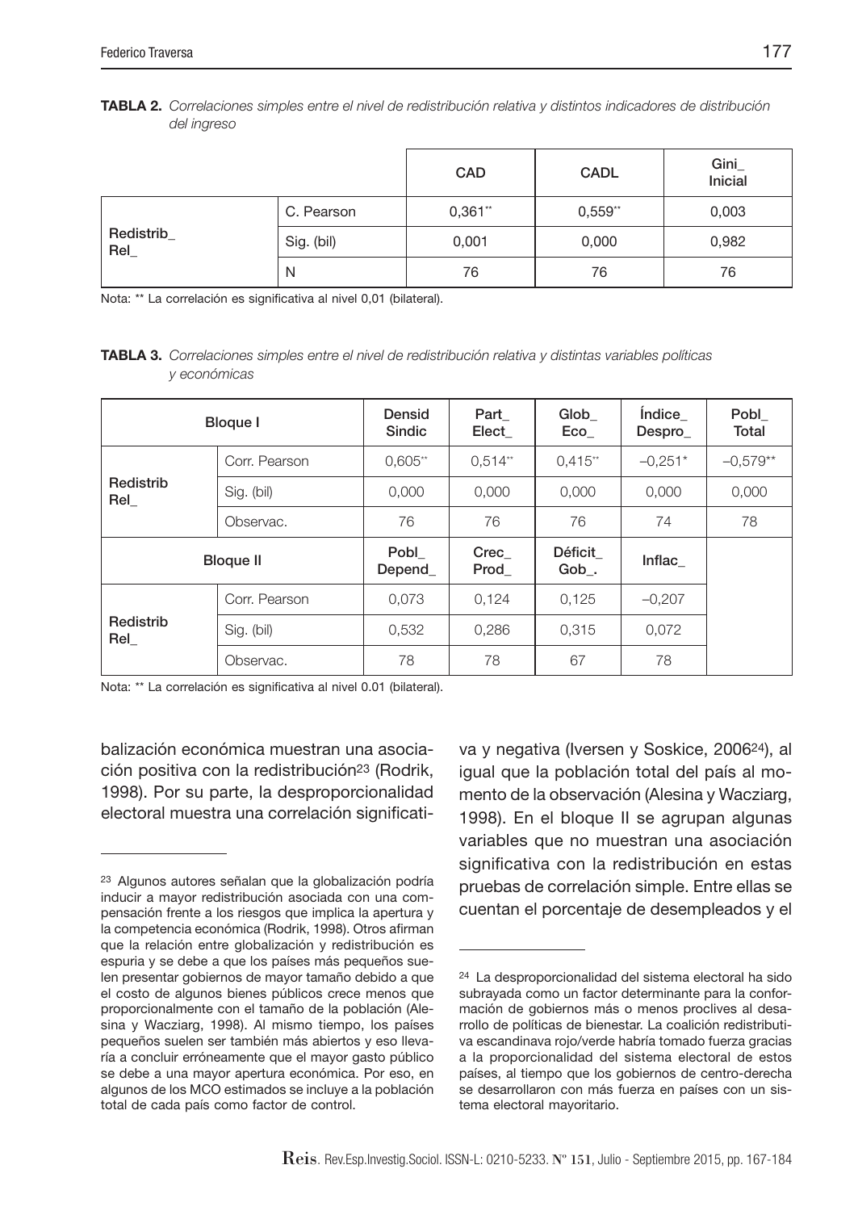**TABLA 2.** *Correlaciones simples entre el nivel de redistribución relativa y distintos indicadores de distribución del ingreso*

| | | CAD | CADL | Gini_ Inicial |
|---|---|---|---|---|
| Redistrib_ Rel_ | C. Pearson | 0,361** | 0,559** | 0,003 |
| | Sig. (bil) | 0,001 | 0,000 | 0,982 |
| | N | 76 | 76 | 76 |

Nota: ** La correlación es significativa al nivel 0,01 (bilateral).

**TABLA 3.** *Correlaciones simples entre el nivel de redistribución relativa y distintas variables políticas y económicas*

| Bloque I | | Densid Sindic | Part_ Elect_ | Glob_ Eco_ | Índice_ Despro_ | Pobl_ Total |
|---|---|---|---|---|---|---|
| Redistrib Rel_ | Corr. Pearson | 0,605** | 0,514** | 0,415** | –0,251* | –0,579** |
| | Sig. (bil) | 0,000 | 0,000 | 0,000 | 0,000 | 0,000 |
| | Observac. | 76 | 76 | 76 | 74 | 78 |
| **Bloque II** | | **Pobl_ Depend_** | **Crec_ Prod_** | **Déficit_ Gob_.** | **Inflac_** | |
| Redistrib Rel_ | Corr. Pearson | 0,073 | 0,124 | 0,125 | –0,207 | |
| | Sig. (bil) | 0,532 | 0,286 | 0,315 | 0,072 | |
| | Observac. | 78 | 78 | 67 | 78 | |

Nota: ** La correlación es significativa al nivel 0.01 (bilateral).

balización económica muestran una asociación positiva con la redistribución[23] (Rodrik, 1998). Por su parte, la desproporcionalidad electoral muestra una correlación significativa y negativa (Iversen y Soskice, 2006[24]), al igual que la población total del país al momento de la observación (Alesina y Wacziarg, 1998). En el bloque II se agrupan algunas variables que no muestran una asociación significativa con la redistribución en estas pruebas de correlación simple. Entre ellas se cuentan el porcentaje de desempleados y el

[23] Algunos autores señalan que la globalización podría inducir a mayor redistribución asociada con una compensación frente a los riesgos que implica la apertura y la competencia económica (Rodrik, 1998). Otros afirman que la relación entre globalización y redistribución es espuria y se debe a que los países más pequeños suelen presentar gobiernos de mayor tamaño debido a que el costo de algunos bienes públicos crece menos que proporcionalmente con el tamaño de la población (Alesina y Wacziarg, 1998). Al mismo tiempo, los países pequeños suelen ser también más abiertos y eso llevaría a concluir erróneamente que el mayor gasto público se debe a una mayor apertura económica. Por eso, en algunos de los MCO estimados se incluye a la población total de cada país como factor de control.

[24] La desproporcionalidad del sistema electoral ha sido subrayada como un factor determinante para la conformación de gobiernos más o menos proclives al desarrollo de políticas de bienestar. La coalición redistributiva escandinava rojo/verde habría tomado fuerza gracias a la proporcionalidad del sistema electoral de estos países, al tiempo que los gobiernos de centro-derecha se desarrollaron con más fuerza en países con un sistema electoral mayoritario.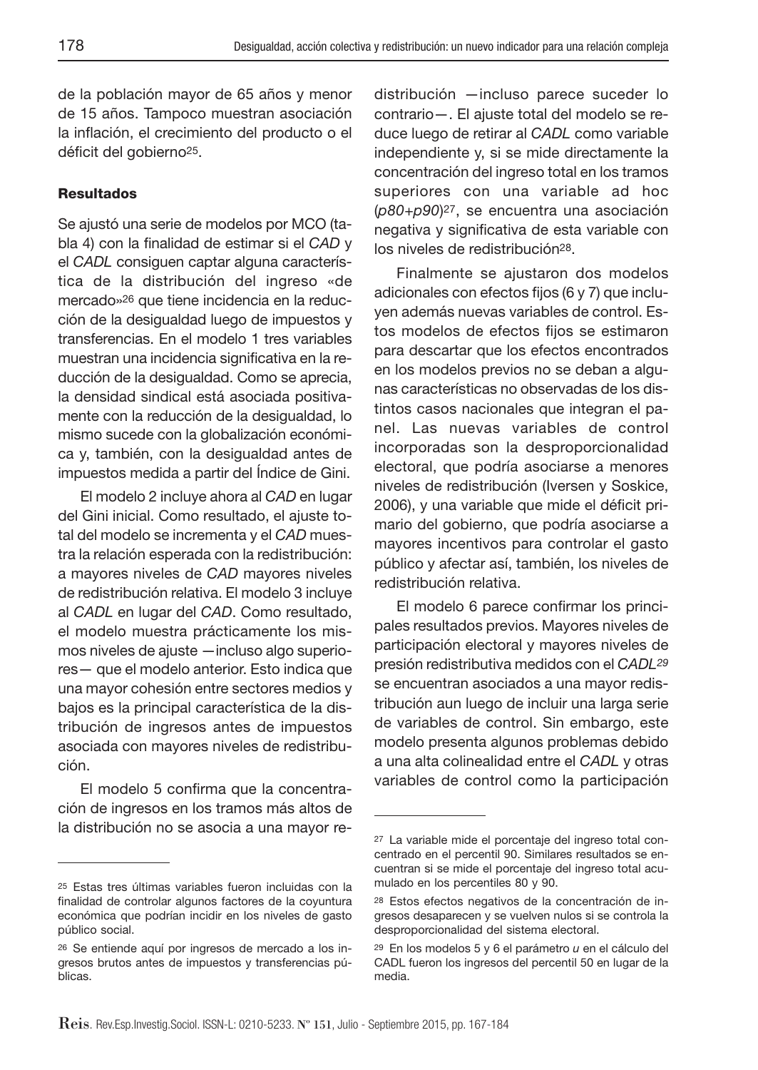de la población mayor de 65 años y menor de 15 años. Tampoco muestran asociación la inflación, el crecimiento del producto o el déficit del gobierno[25].

#### Resultados

Se ajustó una serie de modelos por MCO (tabla 4) con la finalidad de estimar si el *CAD* y el *CADL* consiguen captar alguna característica de la distribución del ingreso «de mercado»[26] que tiene incidencia en la reducción de la desigualdad luego de impuestos y transferencias. En el modelo 1 tres variables muestran una incidencia significativa en la reducción de la desigualdad. Como se aprecia, la densidad sindical está asociada positivamente con la reducción de la desigualdad, lo mismo sucede con la globalización económica y, también, con la desigualdad antes de impuestos medida a partir del Índice de Gini.

El modelo 2 incluye ahora al *CAD* en lugar del Gini inicial. Como resultado, el ajuste total del modelo se incrementa y el *CAD* muestra la relación esperada con la redistribución: a mayores niveles de *CAD* mayores niveles de redistribución relativa. El modelo 3 incluye al *CADL* en lugar del *CAD*. Como resultado, el modelo muestra prácticamente los mismos niveles de ajuste —incluso algo superiores— que el modelo anterior. Esto indica que una mayor cohesión entre sectores medios y bajos es la principal característica de la distribución de ingresos antes de impuestos asociada con mayores niveles de redistribución.

El modelo 5 confirma que la concentración de ingresos en los tramos más altos de la distribución no se asocia a una mayor redistribución —incluso parece suceder lo contrario—. El ajuste total del modelo se reduce luego de retirar al *CADL* como variable independiente y, si se mide directamente la concentración del ingreso total en los tramos superiores con una variable ad hoc (*p80+p90*)[27], se encuentra una asociación negativa y significativa de esta variable con los niveles de redistribución[28].

Finalmente se ajustaron dos modelos adicionales con efectos fijos (6 y 7) que incluyen además nuevas variables de control. Estos modelos de efectos fijos se estimaron para descartar que los efectos encontrados en los modelos previos no se deban a algunas características no observadas de los distintos casos nacionales que integran el panel. Las nuevas variables de control incorporadas son la desproporcionalidad electoral, que podría asociarse a menores niveles de redistribución (Iversen y Soskice, 2006), y una variable que mide el déficit primario del gobierno, que podría asociarse a mayores incentivos para controlar el gasto público y afectar así, también, los niveles de redistribución relativa.

El modelo 6 parece confirmar los principales resultados previos. Mayores niveles de participación electoral y mayores niveles de presión redistributiva medidos con el *CADL*[29] se encuentran asociados a una mayor redistribución aun luego de incluir una larga serie de variables de control. Sin embargo, este modelo presenta algunos problemas debido a una alta colinealidad entre el *CADL* y otras variables de control como la participación

---

[25] Estas tres últimas variables fueron incluidas con la finalidad de controlar algunos factores de la coyuntura económica que podrían incidir en los niveles de gasto público social.

[26] Se entiende aquí por ingresos de mercado a los ingresos brutos antes de impuestos y transferencias públicas.

[27] La variable mide el porcentaje del ingreso total concentrado en el percentil 90. Similares resultados se encuentran si se mide el porcentaje del ingreso total acumulado en los percentiles 80 y 90.

[28] Estos efectos negativos de la concentración de ingresos desaparecen y se vuelven nulos si se controla la desproporcionalidad del sistema electoral.

[29] En los modelos 5 y 6 el parámetro *u* en el cálculo del CADL fueron los ingresos del percentil 50 en lugar de la media.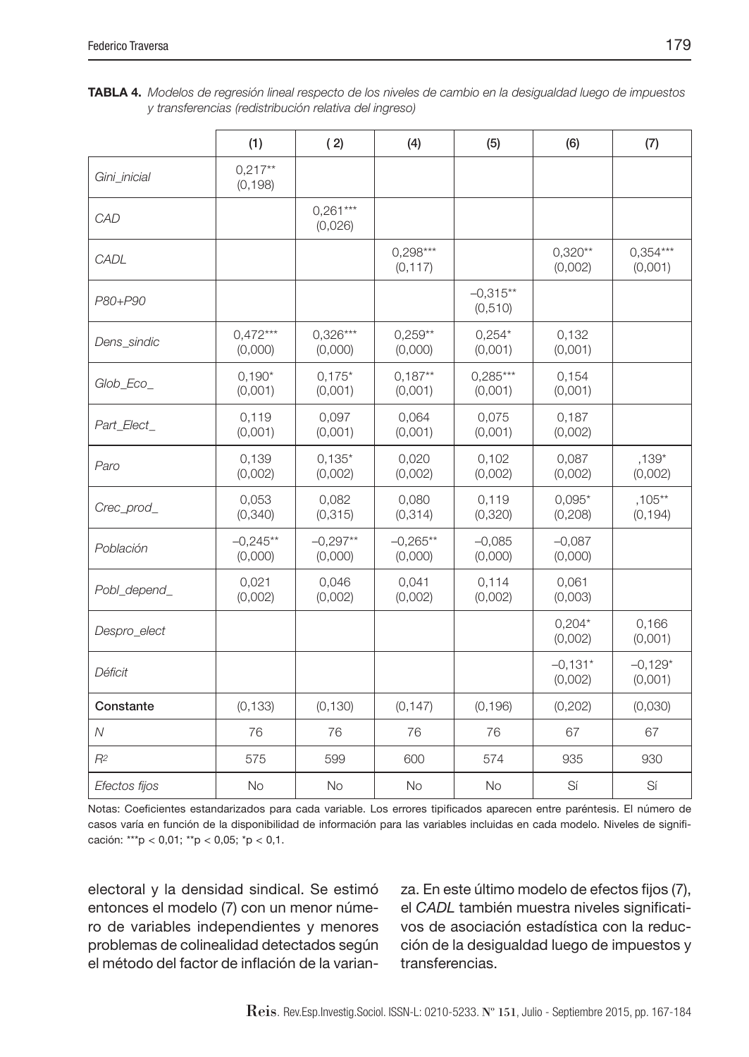**TABLA 4.** *Modelos de regresión lineal respecto de los niveles de cambio en la desigualdad luego de impuestos y transferencias (redistribución relativa del ingreso)*

| | (1) | ( 2) | (4) | (5) | (6) | (7) |
|---|---|---|---|---|---|---|
| *Gini_inicial* | 0,217** (0,198) | | | | | |
| *CAD* | | 0,261*** (0,026) | | | | |
| *CADL* | | | 0,298*** (0,117) | | 0,320** (0,002) | 0,354*** (0,001) |
| *P80+P90* | | | | –0,315** (0,510) | | |
| *Dens_sindic* | 0,472*** (0,000) | 0,326*** (0,000) | 0,259** (0,000) | 0,254* (0,001) | 0,132 (0,001) | |
| *Glob_Eco_* | 0,190* (0,001) | 0,175* (0,001) | 0,187** (0,001) | 0,285*** (0,001) | 0,154 (0,001) | |
| *Part_Elect_* | 0,119 (0,001) | 0,097 (0,001) | 0,064 (0,001) | 0,075 (0,001) | 0,187 (0,002) | |
| *Paro* | 0,139 (0,002) | 0,135* (0,002) | 0,020 (0,002) | 0,102 (0,002) | 0,087 (0,002) | ,139* (0,002) |
| *Crec_prod_* | 0,053 (0,340) | 0,082 (0,315) | 0,080 (0,314) | 0,119 (0,320) | 0,095* (0,208) | ,105** (0,194) |
| *Población* | –0,245** (0,000) | –0,297** (0,000) | –0,265** (0,000) | –0,085 (0,000) | –0,087 (0,000) | |
| *Pobl_depend_* | 0,021 (0,002) | 0,046 (0,002) | 0,041 (0,002) | 0,114 (0,002) | 0,061 (0,003) | |
| *Despro_elect* | | | | | 0,204* (0,002) | 0,166 (0,001) |
| *Déficit* | | | | | –0,131* (0,002) | –0,129* (0,001) |
| **Constante** | (0,133) | (0,130) | (0,147) | (0,196) | (0,202) | (0,030) |
| *N* | 76 | 76 | 76 | 76 | 67 | 67 |
| $R^2$ | 575 | 599 | 600 | 574 | 935 | 930 |
| *Efectos fijos* | No | No | No | No | Sí | Sí |

Notas: Coeficientes estandarizados para cada variable. Los errores tipificados aparecen entre paréntesis. El número de casos varía en función de la disponibilidad de información para las variables incluidas en cada modelo. Niveles de significación: ***$p < 0,01$; **$p < 0,05$; *$p < 0,1$.

electoral y la densidad sindical. Se estimó entonces el modelo (7) con un menor número de variables independientes y menores problemas de colinealidad detectados según el método del factor de inflación de la varianza. En este último modelo de efectos fijos (7), el *CADL* también muestra niveles significativos de asociación estadística con la reducción de la desigualdad luego de impuestos y transferencias.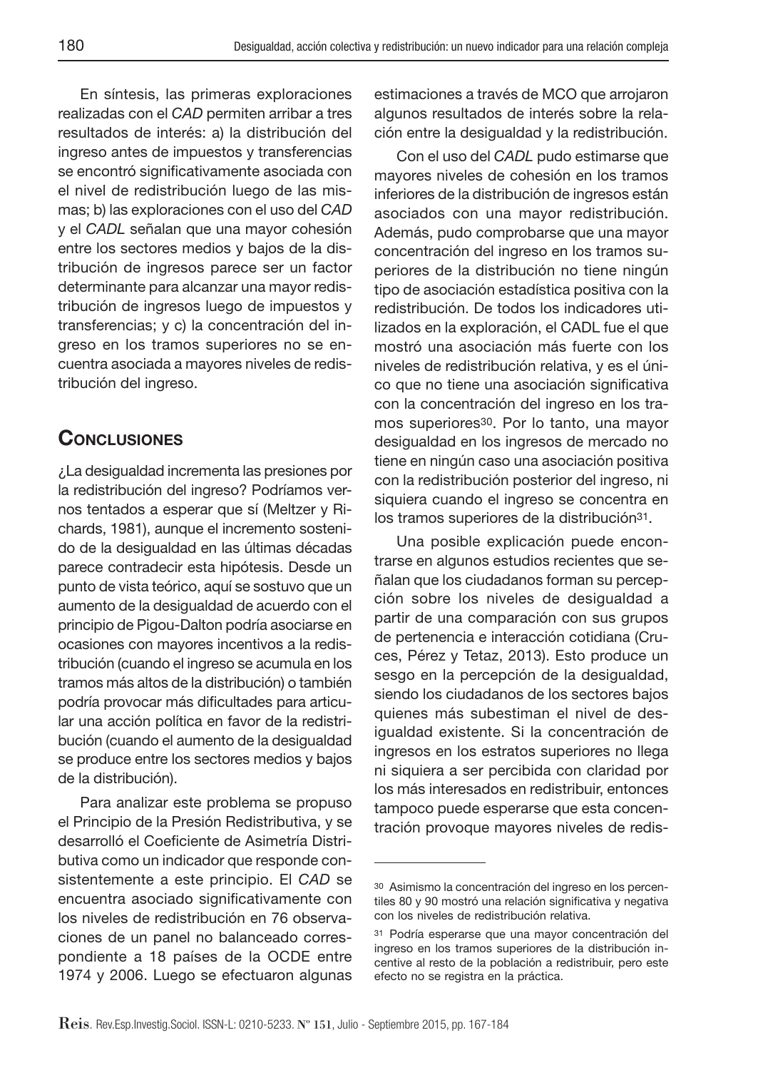En síntesis, las primeras exploraciones realizadas con el *CAD* permiten arribar a tres resultados de interés: a) la distribución del ingreso antes de impuestos y transferencias se encontró significativamente asociada con el nivel de redistribución luego de las mismas; b) las exploraciones con el uso del *CAD* y el *CADL* señalan que una mayor cohesión entre los sectores medios y bajos de la distribución de ingresos parece ser un factor determinante para alcanzar una mayor redistribución de ingresos luego de impuestos y transferencias; y c) la concentración del ingreso en los tramos superiores no se encuentra asociada a mayores niveles de redistribución del ingreso.

## Conclusiones

¿La desigualdad incrementa las presiones por la redistribución del ingreso? Podríamos vernos tentados a esperar que sí (Meltzer y Richards, 1981), aunque el incremento sostenido de la desigualdad en las últimas décadas parece contradecir esta hipótesis. Desde un punto de vista teórico, aquí se sostuvo que un aumento de la desigualdad de acuerdo con el principio de Pigou-Dalton podría asociarse en ocasiones con mayores incentivos a la redistribución (cuando el ingreso se acumula en los tramos más altos de la distribución) o también podría provocar más dificultades para articular una acción política en favor de la redistribución (cuando el aumento de la desigualdad se produce entre los sectores medios y bajos de la distribución).

Para analizar este problema se propuso el Principio de la Presión Redistributiva, y se desarrolló el Coeficiente de Asimetría Distributiva como un indicador que responde consistentemente a este principio. El *CAD* se encuentra asociado significativamente con los niveles de redistribución en 76 observaciones de un panel no balanceado correspondiente a 18 países de la OCDE entre 1974 y 2006. Luego se efectuaron algunas estimaciones a través de MCO que arrojaron algunos resultados de interés sobre la relación entre la desigualdad y la redistribución.

Con el uso del *CADL* pudo estimarse que mayores niveles de cohesión en los tramos inferiores de la distribución de ingresos están asociados con una mayor redistribución. Además, pudo comprobarse que una mayor concentración del ingreso en los tramos superiores de la distribución no tiene ningún tipo de asociación estadística positiva con la redistribución. De todos los indicadores utilizados en la exploración, el CADL fue el que mostró una asociación más fuerte con los niveles de redistribución relativa, y es el único que no tiene una asociación significativa con la concentración del ingreso en los tramos superiores[30]. Por lo tanto, una mayor desigualdad en los ingresos de mercado no tiene en ningún caso una asociación positiva con la redistribución posterior del ingreso, ni siquiera cuando el ingreso se concentra en los tramos superiores de la distribución[31].

Una posible explicación puede encontrarse en algunos estudios recientes que señalan que los ciudadanos forman su percepción sobre los niveles de desigualdad a partir de una comparación con sus grupos de pertenencia e interacción cotidiana (Cruces, Pérez y Tetaz, 2013). Esto produce un sesgo en la percepción de la desigualdad, siendo los ciudadanos de los sectores bajos quienes más subestiman el nivel de desigualdad existente. Si la concentración de ingresos en los estratos superiores no llega ni siquiera a ser percibida con claridad por los más interesados en redistribuir, entonces tampoco puede esperarse que esta concentración provoque mayores niveles de redis-

---

[30] Asimismo la concentración del ingreso en los percentiles 80 y 90 mostró una relación significativa y negativa con los niveles de redistribución relativa.

[31] Podría esperarse que una mayor concentración del ingreso en los tramos superiores de la distribución incentive al resto de la población a redistribuir, pero este efecto no se registra en la práctica.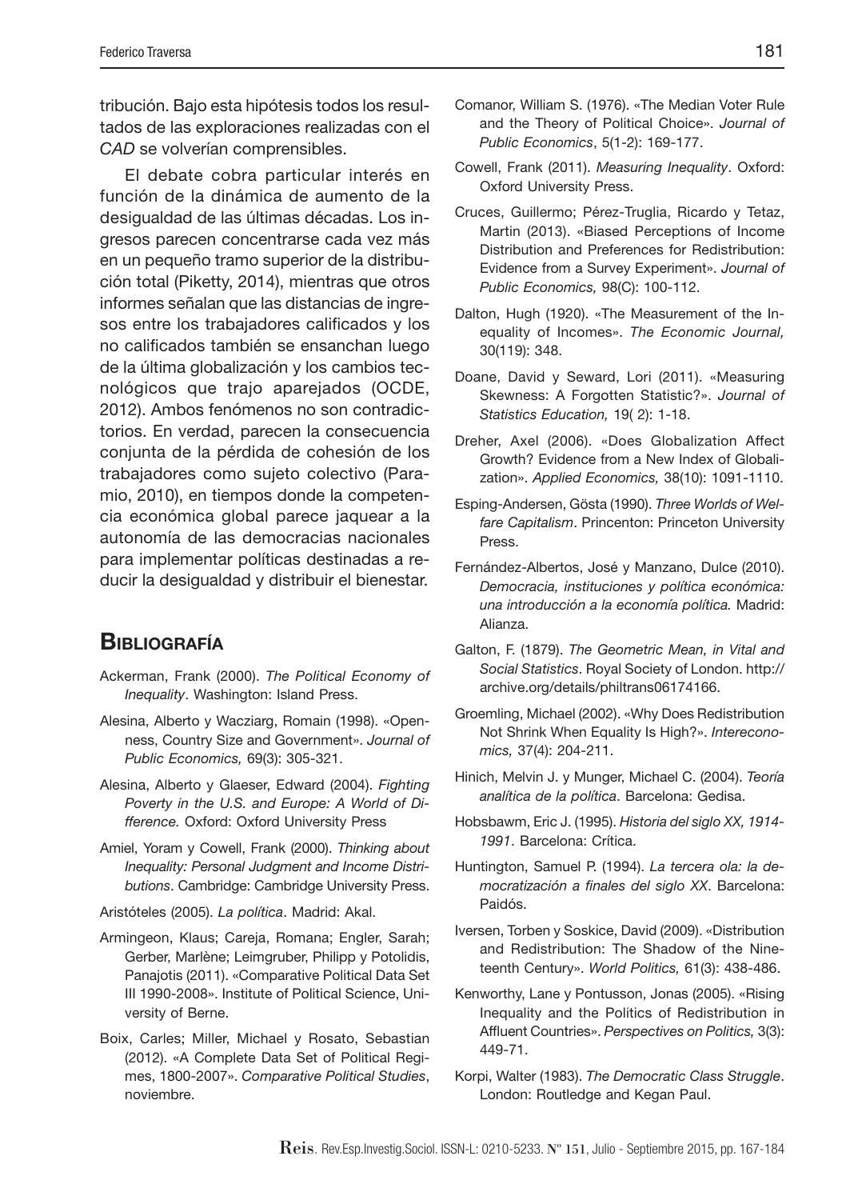tribución. Bajo esta hipótesis todos los resultados de las exploraciones realizadas con el *CAD* se volverían comprensibles.

El debate cobra particular interés en función de la dinámica de aumento de la desigualdad de las últimas décadas. Los ingresos parecen concentrarse cada vez más en un pequeño tramo superior de la distribución total (Piketty, 2014), mientras que otros informes señalan que las distancias de ingresos entre los trabajadores calificados y los no calificados también se ensanchan luego de la última globalización y los cambios tecnológicos que trajo aparejados (OCDE, 2012). Ambos fenómenos no son contradictorios. En verdad, parecen la consecuencia conjunta de la pérdida de cohesión de los trabajadores como sujeto colectivo (Paramio, 2010), en tiempos donde la competencia económica global parece jaquear a la autonomía de las democracias nacionales para implementar políticas destinadas a reducir la desigualdad y distribuir el bienestar.

## Bibliografía

Ackerman, Frank (2000). *The Political Economy of Inequality*. Washington: Island Press.

Alesina, Alberto y Wacziarg, Romain (1998). «Openness, Country Size and Government». *Journal of Public Economics,* 69(3): 305-321.

Alesina, Alberto y Glaeser, Edward (2004). *Fighting Poverty in the U.S. and Europe: A World of Difference.* Oxford: Oxford University Press

Amiel, Yoram y Cowell, Frank (2000). *Thinking about Inequality: Personal Judgment and Income Distributions*. Cambridge: Cambridge University Press.

Aristóteles (2005). *La política*. Madrid: Akal.

Armingeon, Klaus; Careja, Romana; Engler, Sarah; Gerber, Marlène; Leimgruber, Philipp y Potolidis, Panajotis (2011). «Comparative Political Data Set III 1990-2008». Institute of Political Science, University of Berne.

Boix, Carles; Miller, Michael y Rosato, Sebastian (2012). «A Complete Data Set of Political Regimes, 1800-2007». *Comparative Political Studies*, noviembre.

Comanor, William S. (1976). «The Median Voter Rule and the Theory of Political Choice». *Journal of Public Economics*, 5(1-2): 169-177.

Cowell, Frank (2011). *Measuring Inequality*. Oxford: Oxford University Press.

Cruces, Guillermo; Pérez-Truglia, Ricardo y Tetaz, Martin (2013). «Biased Perceptions of Income Distribution and Preferences for Redistribution: Evidence from a Survey Experiment». *Journal of Public Economics,* 98(C): 100-112.

Dalton, Hugh (1920). «The Measurement of the Inequality of Incomes». *The Economic Journal,* 30(119): 348.

Doane, David y Seward, Lori (2011). «Measuring Skewness: A Forgotten Statistic?». *Journal of Statistics Education,* 19( 2): 1-18.

Dreher, Axel (2006). «Does Globalization Affect Growth? Evidence from a New Index of Globalization». *Applied Economics,* 38(10): 1091-1110.

Esping-Andersen, Gösta (1990). *Three Worlds of Welfare Capitalism*. Princenton: Princeton University Press.

Fernández-Albertos, José y Manzano, Dulce (2010). *Democracia, instituciones y política económica: una introducción a la economía política.* Madrid: Alianza.

Galton, F. (1879). *The Geometric Mean, in Vital and Social Statistics*. Royal Society of London. http://archive.org/details/philtrans06174166.

Groemling, Michael (2002). «Why Does Redistribution Not Shrink When Equality Is High?». *Intereconomics,* 37(4): 204-211.

Hinich, Melvin J. y Munger, Michael C. (2004). *Teoría analítica de la política*. Barcelona: Gedisa.

Hobsbawm, Eric J. (1995). *Historia del siglo XX, 1914-1991*. Barcelona: Crítica.

Huntington, Samuel P. (1994). *La tercera ola: la democratización a finales del siglo XX*. Barcelona: Paidós.

Iversen, Torben y Soskice, David (2009). «Distribution and Redistribution: The Shadow of the Nineteenth Century». *World Politics,* 61(3): 438-486.

Kenworthy, Lane y Pontusson, Jonas (2005). «Rising Inequality and the Politics of Redistribution in Affluent Countries». *Perspectives on Politics,* 3(3): 449-71.

Korpi, Walter (1983). *The Democratic Class Struggle*. London: Routledge and Kegan Paul.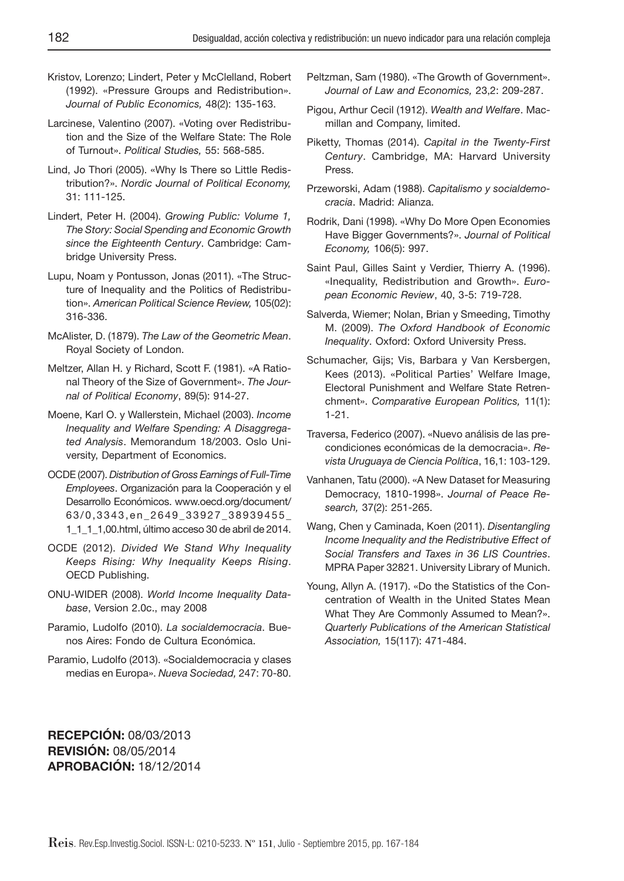Kristov, Lorenzo; Lindert, Peter y McClelland, Robert (1992). «Pressure Groups and Redistribution». *Journal of Public Economics,* 48(2): 135-163.

Larcinese, Valentino (2007). «Voting over Redistribution and the Size of the Welfare State: The Role of Turnout». *Political Studies,* 55: 568-585.

Lind, Jo Thori (2005). «Why Is There so Little Redistribution?». *Nordic Journal of Political Economy,* 31: 111-125.

Lindert, Peter H. (2004). *Growing Public: Volume 1, The Story: Social Spending and Economic Growth since the Eighteenth Century*. Cambridge: Cambridge University Press.

Lupu, Noam y Pontusson, Jonas (2011). «The Structure of Inequality and the Politics of Redistribution». *American Political Science Review,* 105(02): 316-336.

McAlister, D. (1879). *The Law of the Geometric Mean*. Royal Society of London.

Meltzer, Allan H. y Richard, Scott F. (1981). «A Rational Theory of the Size of Government». *The Journal of Political Economy*, 89(5): 914-27.

Moene, Karl O. y Wallerstein, Michael (2003). *Income Inequality and Welfare Spending: A Disaggregated Analysis*. Memorandum 18/2003. Oslo University, Department of Economics.

OCDE (2007). *Distribution of Gross Earnings of Full-Time Employees*. Organización para la Cooperación y el Desarrollo Económicos. www.oecd.org/document/63/0,3343,en_2649_33927_38939455_1_1_1_1,00.html, último acceso 30 de abril de 2014.

OCDE (2012). *Divided We Stand Why Inequality Keeps Rising: Why Inequality Keeps Rising*. OECD Publishing.

ONU-WIDER (2008). *World Income Inequality Database*, Version 2.0c., may 2008

Paramio, Ludolfo (2010). *La socialdemocracia*. Buenos Aires: Fondo de Cultura Económica.

Paramio, Ludolfo (2013). «Socialdemocracia y clases medias en Europa». *Nueva Sociedad,* 247: 70-80.

Peltzman, Sam (1980). «The Growth of Government». *Journal of Law and Economics,* 23,2: 209-287.

Pigou, Arthur Cecil (1912). *Wealth and Welfare*. Macmillan and Company, limited.

Piketty, Thomas (2014). *Capital in the Twenty-First Century*. Cambridge, MA: Harvard University Press.

Przeworski, Adam (1988). *Capitalismo y socialdemocracia*. Madrid: Alianza.

Rodrik, Dani (1998). «Why Do More Open Economies Have Bigger Governments?». *Journal of Political Economy,* 106(5): 997.

Saint Paul, Gilles Saint y Verdier, Thierry A. (1996). «Inequality, Redistribution and Growth». *European Economic Review*, 40, 3-5: 719-728.

Salverda, Wiemer; Nolan, Brian y Smeeding, Timothy M. (2009). *The Oxford Handbook of Economic Inequality*. Oxford: Oxford University Press.

Schumacher, Gijs; Vis, Barbara y Van Kersbergen, Kees (2013). «Political Parties' Welfare Image, Electoral Punishment and Welfare State Retrenchment». *Comparative European Politics,* 11(1): 1-21.

Traversa, Federico (2007). «Nuevo análisis de las precondiciones económicas de la democracia». *Revista Uruguaya de Ciencia Política*, 16,1: 103-129.

Vanhanen, Tatu (2000). «A New Dataset for Measuring Democracy, 1810-1998». *Journal of Peace Research,* 37(2): 251-265.

Wang, Chen y Caminada, Koen (2011). *Disentangling Income Inequality and the Redistributive Effect of Social Transfers and Taxes in 36 LIS Countries*. MPRA Paper 32821. University Library of Munich.

Young, Allyn A. (1917). «Do the Statistics of the Concentration of Wealth in the United States Mean What They Are Commonly Assumed to Mean?». *Quarterly Publications of the American Statistical Association,* 15(117): 471-484.

**RECEPCIÓN:** 08/03/2013
**REVISIÓN:** 08/05/2014
**APROBACIÓN:** 18/12/2014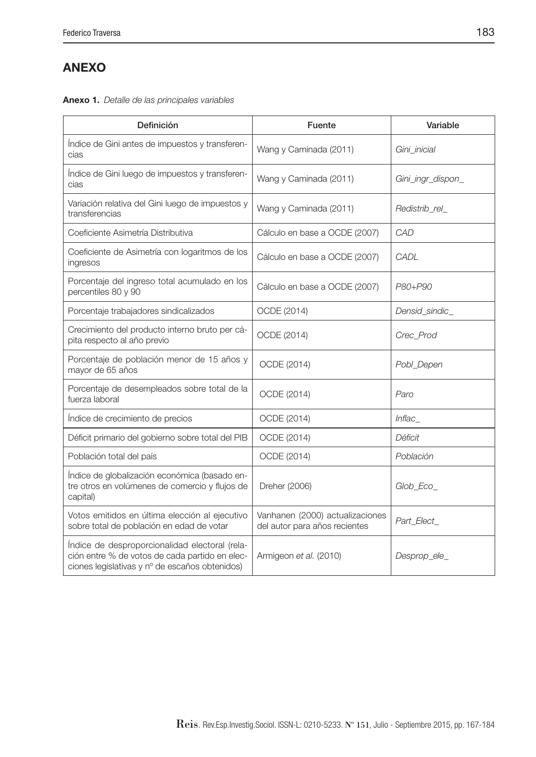## ANEXO

**Anexo 1.** *Detalle de las principales variables*

| Definición | Fuente | Variable |
|---|---|---|
| Índice de Gini antes de impuestos y transferencias | Wang y Caminada (2011) | *Gini_inicial* |
| Índice de Gini luego de impuestos y transferencias | Wang y Caminada (2011) | *Gini_ingr_dispon_* |
| Variación relativa del Gini luego de impuestos y transferencias | Wang y Caminada (2011) | *Redistrib_rel_* |
| Coeficiente Asimetría Distributiva | Cálculo en base a OCDE (2007) | *CAD* |
| Coeficiente de Asimetría con logaritmos de los ingresos | Cálculo en base a OCDE (2007) | *CADL* |
| Porcentaje del ingreso total acumulado en los percentiles 80 y 90 | Cálculo en base a OCDE (2007) | *P80+P90* |
| Porcentaje trabajadores sindicalizados | OCDE (2014) | *Densid_sindic_* |
| Crecimiento del producto interno bruto per cápita respecto al año previo | OCDE (2014) | *Crec_Prod* |
| Porcentaje de población menor de 15 años y mayor de 65 años | OCDE (2014) | *Pobl_Depen* |
| Porcentaje de desempleados sobre total de la fuerza laboral | OCDE (2014) | *Paro* |
| Índice de crecimiento de precios | OCDE (2014) | *Inflac_* |
| Déficit primario del gobierno sobre total del PIB | OCDE (2014) | *Déficit* |
| Población total del país | OCDE (2014) | *Población* |
| Índice de globalización económica (basado entre otros en volúmenes de comercio y flujos de capital) | Dreher (2006) | *Glob_Eco_* |
| Votos emitidos en última elección al ejecutivo sobre total de población en edad de votar | Vanhanen (2000) actualizaciones del autor para años recientes | *Part_Elect_* |
| Índice de desproporcionalidad electoral (relación entre % de votos de cada partido en elecciones legislativas y nº de escaños obtenidos) | Armigeon *et al.* (2010) | *Desprop_ele_* |